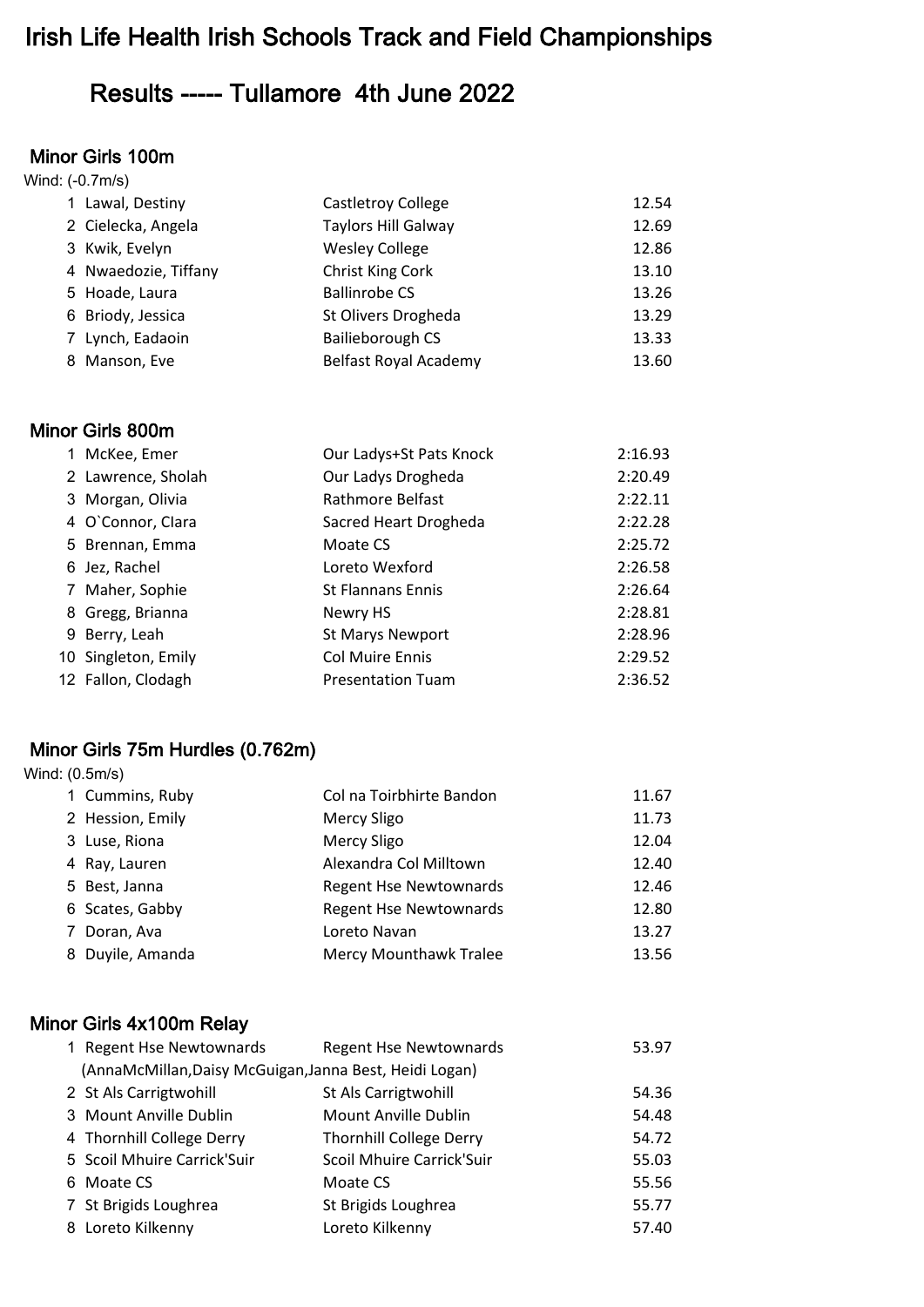# Irish Life Health Irish Schools Track and Field Championships

## Results ----- Tullamore 4th June 2022

### Minor Girls 100m

Wind: (-0.7m/s)

| Pos | Name | School | Time |
|---|---|---|---|
| 1 | Lawal, Destiny | Castletroy College | 12.54 |
| 2 | Cielecka, Angela | Taylors Hill Galway | 12.69 |
| 3 | Kwik, Evelyn | Wesley College | 12.86 |
| 4 | Nwaedozie, Tiffany | Christ King Cork | 13.10 |
| 5 | Hoade, Laura | Ballinrobe CS | 13.26 |
| 6 | Briody, Jessica | St Olivers Drogheda | 13.29 |
| 7 | Lynch, Eadaoin | Bailieborough CS | 13.33 |
| 8 | Manson, Eve | Belfast Royal Academy | 13.60 |

### Minor Girls 800m

| Pos | Name | School | Time |
|---|---|---|---|
| 1 | McKee, Emer | Our Ladys+St Pats Knock | 2:16.93 |
| 2 | Lawrence, Sholah | Our Ladys Drogheda | 2:20.49 |
| 3 | Morgan, Olivia | Rathmore Belfast | 2:22.11 |
| 4 | O`Connor, Clara | Sacred Heart Drogheda | 2:22.28 |
| 5 | Brennan, Emma | Moate CS | 2:25.72 |
| 6 | Jez, Rachel | Loreto Wexford | 2:26.58 |
| 7 | Maher, Sophie | St Flannans Ennis | 2:26.64 |
| 8 | Gregg, Brianna | Newry HS | 2:28.81 |
| 9 | Berry, Leah | St Marys Newport | 2:28.96 |
| 10 | Singleton, Emily | Col Muire Ennis | 2:29.52 |
| 12 | Fallon, Clodagh | Presentation Tuam | 2:36.52 |

### Minor Girls 75m Hurdles (0.762m)

Wind: (0.5m/s)

| Pos | Name | School | Time |
|---|---|---|---|
| 1 | Cummins, Ruby | Col na Toirbhirte Bandon | 11.67 |
| 2 | Hession, Emily | Mercy Sligo | 11.73 |
| 3 | Luse, Riona | Mercy Sligo | 12.04 |
| 4 | Ray, Lauren | Alexandra Col Milltown | 12.40 |
| 5 | Best, Janna | Regent Hse Newtownards | 12.46 |
| 6 | Scates, Gabby | Regent Hse Newtownards | 12.80 |
| 7 | Doran, Ava | Loreto Navan | 13.27 |
| 8 | Duyile, Amanda | Mercy Mounthawk Tralee | 13.56 |

### Minor Girls 4x100m Relay

| Pos | Team | School | Time |
|---|---|---|---|
| 1 | Regent Hse Newtownards | Regent Hse Newtownards | 53.97 |
| | (AnnaMcMillan,Daisy McGuigan,Janna Best, Heidi Logan) | | |
| 2 | St Als Carrigtwohill | St Als Carrigtwohill | 54.36 |
| 3 | Mount Anville Dublin | Mount Anville Dublin | 54.48 |
| 4 | Thornhill College Derry | Thornhill College Derry | 54.72 |
| 5 | Scoil Mhuire Carrick'Suir | Scoil Mhuire Carrick'Suir | 55.03 |
| 6 | Moate CS | Moate CS | 55.56 |
| 7 | St Brigids Loughrea | St Brigids Loughrea | 55.77 |
| 8 | Loreto Kilkenny | Loreto Kilkenny | 57.40 |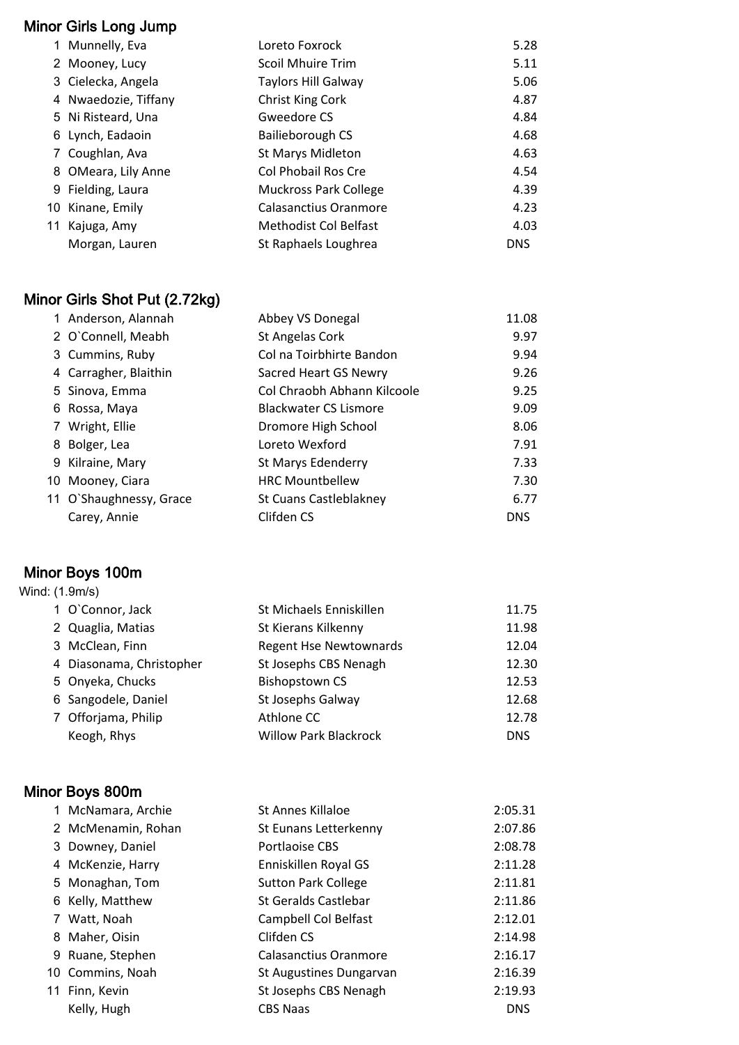## Minor Girls Long Jump

| | | | |
|---|---|---|---|
| 1 | Munnelly, Eva | Loreto Foxrock | 5.28 |
| 2 | Mooney, Lucy | Scoil Mhuire Trim | 5.11 |
| 3 | Cielecka, Angela | Taylors Hill Galway | 5.06 |
| 4 | Nwaedozie, Tiffany | Christ King Cork | 4.87 |
| 5 | Ni Risteard, Una | Gweedore CS | 4.84 |
| 6 | Lynch, Eadaoin | Bailieborough CS | 4.68 |
| 7 | Coughlan, Ava | St Marys Midleton | 4.63 |
| 8 | OMeara, Lily Anne | Col Phobail Ros Cre | 4.54 |
| 9 | Fielding, Laura | Muckross Park College | 4.39 |
| 10 | Kinane, Emily | Calasanctius Oranmore | 4.23 |
| 11 | Kajuga, Amy | Methodist Col Belfast | 4.03 |
| | Morgan, Lauren | St Raphaels Loughrea | DNS |

## Minor Girls Shot Put (2.72kg)

| | | | |
|---|---|---|---|
| 1 | Anderson, Alannah | Abbey VS Donegal | 11.08 |
| 2 | O`Connell, Meabh | St Angelas Cork | 9.97 |
| 3 | Cummins, Ruby | Col na Toirbhirte Bandon | 9.94 |
| 4 | Carragher, Blaithin | Sacred Heart GS Newry | 9.26 |
| 5 | Sinova, Emma | Col Chraobh Abhann Kilcoole | 9.25 |
| 6 | Rossa, Maya | Blackwater CS Lismore | 9.09 |
| 7 | Wright, Ellie | Dromore High School | 8.06 |
| 8 | Bolger, Lea | Loreto Wexford | 7.91 |
| 9 | Kilraine, Mary | St Marys Edenderry | 7.33 |
| 10 | Mooney, Ciara | HRC Mountbellew | 7.30 |
| 11 | O`Shaughnessy, Grace | St Cuans Castleblakney | 6.77 |
| | Carey, Annie | Clifden CS | DNS |

## Minor Boys 100m

Wind: (1.9m/s)

| | | | |
|---|---|---|---|
| 1 | O`Connor, Jack | St Michaels Enniskillen | 11.75 |
| 2 | Quaglia, Matias | St Kierans Kilkenny | 11.98 |
| 3 | McClean, Finn | Regent Hse Newtownards | 12.04 |
| 4 | Diasonama, Christopher | St Josephs CBS Nenagh | 12.30 |
| 5 | Onyeka, Chucks | Bishopstown CS | 12.53 |
| 6 | Sangodele, Daniel | St Josephs Galway | 12.68 |
| 7 | Offorjama, Philip | Athlone CC | 12.78 |
| | Keogh, Rhys | Willow Park Blackrock | DNS |

## Minor Boys 800m

| | | | |
|---|---|---|---|
| 1 | McNamara, Archie | St Annes Killaloe | 2:05.31 |
| 2 | McMenamin, Rohan | St Eunans Letterkenny | 2:07.86 |
| 3 | Downey, Daniel | Portlaoise CBS | 2:08.78 |
| 4 | McKenzie, Harry | Enniskillen Royal GS | 2:11.28 |
| 5 | Monaghan, Tom | Sutton Park College | 2:11.81 |
| 6 | Kelly, Matthew | St Geralds Castlebar | 2:11.86 |
| 7 | Watt, Noah | Campbell Col Belfast | 2:12.01 |
| 8 | Maher, Oisin | Clifden CS | 2:14.98 |
| 9 | Ruane, Stephen | Calasanctius Oranmore | 2:16.17 |
| 10 | Commins, Noah | St Augustines Dungarvan | 2:16.39 |
| 11 | Finn, Kevin | St Josephs CBS Nenagh | 2:19.93 |
| | Kelly, Hugh | CBS Naas | DNS |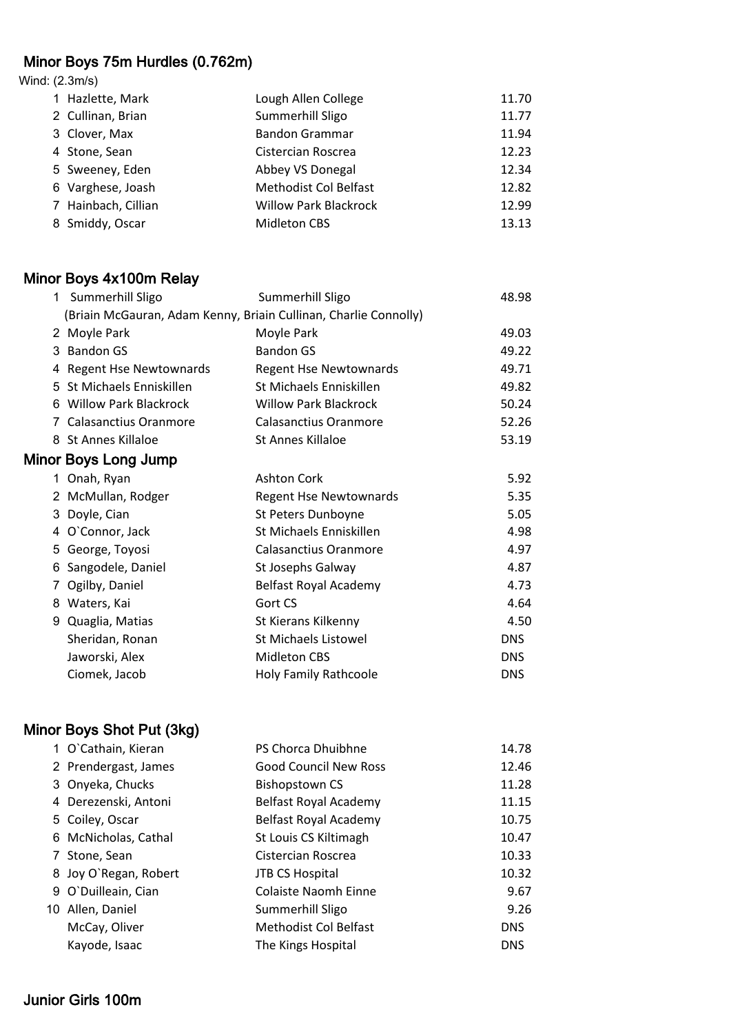## Minor Boys 75m Hurdles (0.762m)

Wind: (2.3m/s)

| | | | |
|---|---|---|---|
| 1 | Hazlette, Mark | Lough Allen College | 11.70 |
| 2 | Cullinan, Brian | Summerhill Sligo | 11.77 |
| 3 | Clover, Max | Bandon Grammar | 11.94 |
| 4 | Stone, Sean | Cistercian Roscrea | 12.23 |
| 5 | Sweeney, Eden | Abbey VS Donegal | 12.34 |
| 6 | Varghese, Joash | Methodist Col Belfast | 12.82 |
| 7 | Hainbach, Cillian | Willow Park Blackrock | 12.99 |
| 8 | Smiddy, Oscar | Midleton CBS | 13.13 |

## Minor Boys 4x100m Relay

| | | | |
|---|---|---|---|
| 1 | Summerhill Sligo | Summerhill Sligo | 48.98 |
| | (Briain McGauran, Adam Kenny, Briain Cullinan, Charlie Connolly) | | |
| 2 | Moyle Park | Moyle Park | 49.03 |
| 3 | Bandon GS | Bandon GS | 49.22 |
| 4 | Regent Hse Newtownards | Regent Hse Newtownards | 49.71 |
| 5 | St Michaels Enniskillen | St Michaels Enniskillen | 49.82 |
| 6 | Willow Park Blackrock | Willow Park Blackrock | 50.24 |
| 7 | Calasanctius Oranmore | Calasanctius Oranmore | 52.26 |
| 8 | St Annes Killaloe | St Annes Killaloe | 53.19 |

## Minor Boys Long Jump

| | | | |
|---|---|---|---|
| 1 | Onah, Ryan | Ashton Cork | 5.92 |
| 2 | McMullan, Rodger | Regent Hse Newtownards | 5.35 |
| 3 | Doyle, Cian | St Peters Dunboyne | 5.05 |
| 4 | O`Connor, Jack | St Michaels Enniskillen | 4.98 |
| 5 | George, Toyosi | Calasanctius Oranmore | 4.97 |
| 6 | Sangodele, Daniel | St Josephs Galway | 4.87 |
| 7 | Ogilby, Daniel | Belfast Royal Academy | 4.73 |
| 8 | Waters, Kai | Gort CS | 4.64 |
| 9 | Quaglia, Matias | St Kierans Kilkenny | 4.50 |
| | Sheridan, Ronan | St Michaels Listowel | DNS |
| | Jaworski, Alex | Midleton CBS | DNS |
| | Ciomek, Jacob | Holy Family Rathcoole | DNS |

## Minor Boys Shot Put (3kg)

| | | | |
|---|---|---|---|
| 1 | O`Cathain, Kieran | PS Chorca Dhuibhne | 14.78 |
| 2 | Prendergast, James | Good Council New Ross | 12.46 |
| 3 | Onyeka, Chucks | Bishopstown CS | 11.28 |
| 4 | Derezenski, Antoni | Belfast Royal Academy | 11.15 |
| 5 | Coiley, Oscar | Belfast Royal Academy | 10.75 |
| 6 | McNicholas, Cathal | St Louis CS Kiltimagh | 10.47 |
| 7 | Stone, Sean | Cistercian Roscrea | 10.33 |
| 8 | Joy O`Regan, Robert | JTB CS Hospital | 10.32 |
| 9 | O`Duilleain, Cian | Colaiste Naomh Einne | 9.67 |
| 10 | Allen, Daniel | Summerhill Sligo | 9.26 |
| | McCay, Oliver | Methodist Col Belfast | DNS |
| | Kayode, Isaac | The Kings Hospital | DNS |

## Junior Girls 100m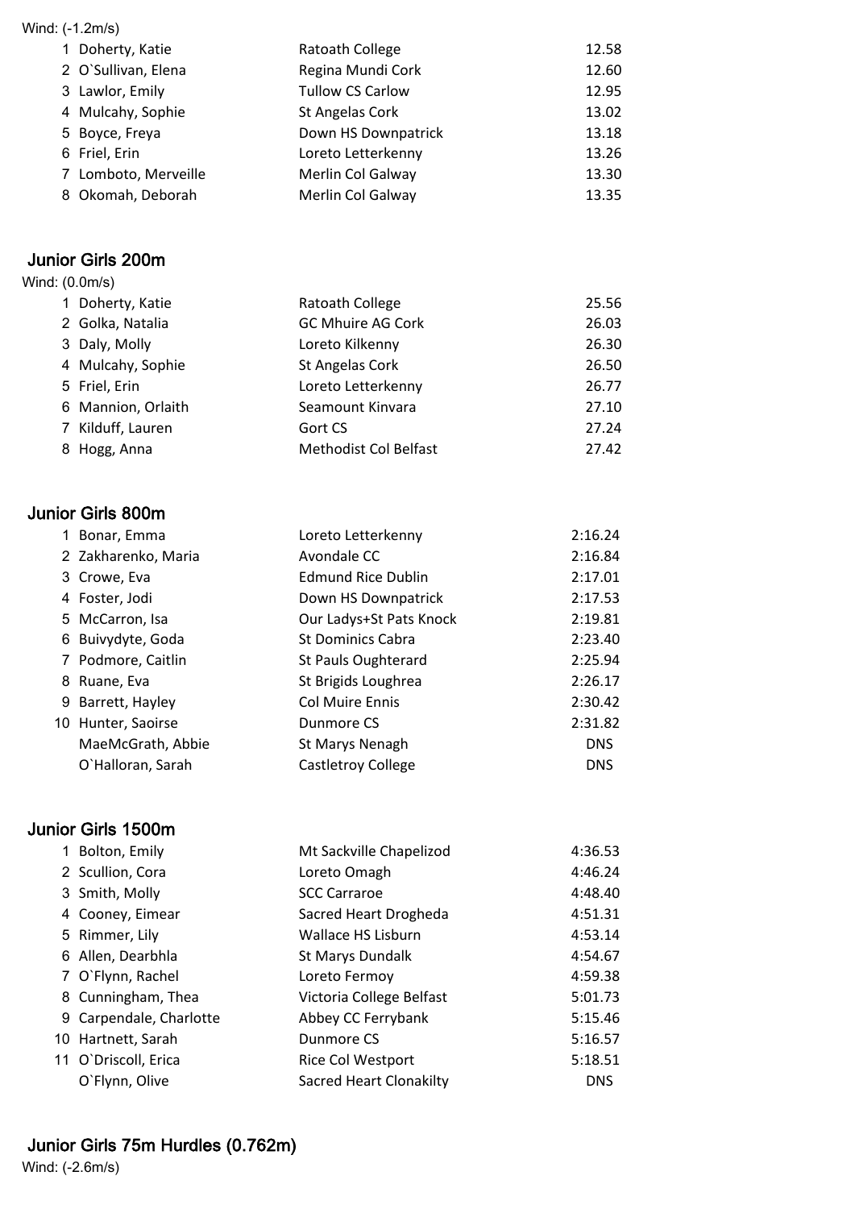Wind: (-1.2m/s)

| | | | |
|---|---|---|---|
| 1 | Doherty, Katie | Ratoath College | 12.58 |
| 2 | O`Sullivan, Elena | Regina Mundi Cork | 12.60 |
| 3 | Lawlor, Emily | Tullow CS Carlow | 12.95 |
| 4 | Mulcahy, Sophie | St Angelas Cork | 13.02 |
| 5 | Boyce, Freya | Down HS Downpatrick | 13.18 |
| 6 | Friel, Erin | Loreto Letterkenny | 13.26 |
| 7 | Lomboto, Merveille | Merlin Col Galway | 13.30 |
| 8 | Okomah, Deborah | Merlin Col Galway | 13.35 |

## Junior Girls 200m

Wind: (0.0m/s)

| | | | |
|---|---|---|---|
| 1 | Doherty, Katie | Ratoath College | 25.56 |
| 2 | Golka, Natalia | GC Mhuire AG Cork | 26.03 |
| 3 | Daly, Molly | Loreto Kilkenny | 26.30 |
| 4 | Mulcahy, Sophie | St Angelas Cork | 26.50 |
| 5 | Friel, Erin | Loreto Letterkenny | 26.77 |
| 6 | Mannion, Orlaith | Seamount Kinvara | 27.10 |
| 7 | Kilduff, Lauren | Gort CS | 27.24 |
| 8 | Hogg, Anna | Methodist Col Belfast | 27.42 |

## Junior Girls 800m

| | | | |
|---|---|---|---|
| 1 | Bonar, Emma | Loreto Letterkenny | 2:16.24 |
| 2 | Zakharenko, Maria | Avondale CC | 2:16.84 |
| 3 | Crowe, Eva | Edmund Rice Dublin | 2:17.01 |
| 4 | Foster, Jodi | Down HS Downpatrick | 2:17.53 |
| 5 | McCarron, Isa | Our Ladys+St Pats Knock | 2:19.81 |
| 6 | Buivydyte, Goda | St Dominics Cabra | 2:23.40 |
| 7 | Podmore, Caitlin | St Pauls Oughterard | 2:25.94 |
| 8 | Ruane, Eva | St Brigids Loughrea | 2:26.17 |
| 9 | Barrett, Hayley | Col Muire Ennis | 2:30.42 |
| 10 | Hunter, Saoirse | Dunmore CS | 2:31.82 |
| | MaeMcGrath, Abbie | St Marys Nenagh | DNS |
| | O`Halloran, Sarah | Castletroy College | DNS |

## Junior Girls 1500m

| | | | |
|---|---|---|---|
| 1 | Bolton, Emily | Mt Sackville Chapelizod | 4:36.53 |
| 2 | Scullion, Cora | Loreto Omagh | 4:46.24 |
| 3 | Smith, Molly | SCC Carraroe | 4:48.40 |
| 4 | Cooney, Eimear | Sacred Heart Drogheda | 4:51.31 |
| 5 | Rimmer, Lily | Wallace HS Lisburn | 4:53.14 |
| 6 | Allen, Dearbhla | St Marys Dundalk | 4:54.67 |
| 7 | O`Flynn, Rachel | Loreto Fermoy | 4:59.38 |
| 8 | Cunningham, Thea | Victoria College Belfast | 5:01.73 |
| 9 | Carpendale, Charlotte | Abbey CC Ferrybank | 5:15.46 |
| 10 | Hartnett, Sarah | Dunmore CS | 5:16.57 |
| 11 | O`Driscoll, Erica | Rice Col Westport | 5:18.51 |
| | O`Flynn, Olive | Sacred Heart Clonakilty | DNS |

## Junior Girls 75m Hurdles (0.762m)

Wind: (-2.6m/s)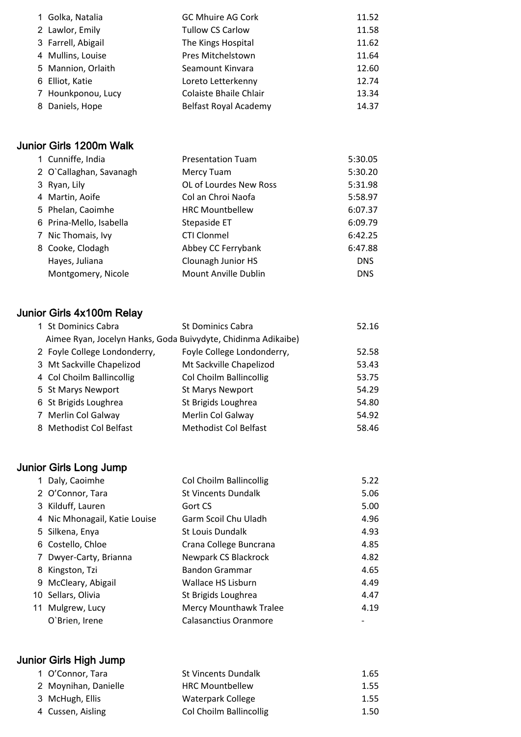| | | | |
|---|---|---|---|
| 1 | Golka, Natalia | GC Mhuire AG Cork | 11.52 |
| 2 | Lawlor, Emily | Tullow CS Carlow | 11.58 |
| 3 | Farrell, Abigail | The Kings Hospital | 11.62 |
| 4 | Mullins, Louise | Pres Mitchelstown | 11.64 |
| 5 | Mannion, Orlaith | Seamount Kinvara | 12.60 |
| 6 | Elliot, Katie | Loreto Letterkenny | 12.74 |
| 7 | Hounkponou, Lucy | Colaiste Bhaile Chlair | 13.34 |
| 8 | Daniels, Hope | Belfast Royal Academy | 14.37 |

## Junior Girls 1200m Walk

| | | | |
|---|---|---|---|
| 1 | Cunniffe, India | Presentation Tuam | 5:30.05 |
| 2 | O`Callaghan, Savanagh | Mercy Tuam | 5:30.20 |
| 3 | Ryan, Lily | OL of Lourdes New Ross | 5:31.98 |
| 4 | Martin, Aoife | Col an Chroi Naofa | 5:58.97 |
| 5 | Phelan, Caoimhe | HRC Mountbellew | 6:07.37 |
| 6 | Prina-Mello, Isabella | Stepaside ET | 6:09.79 |
| 7 | Nic Thomais, Ivy | CTI Clonmel | 6:42.25 |
| 8 | Cooke, Clodagh | Abbey CC Ferrybank | 6:47.88 |
| | Hayes, Juliana | Clounagh Junior HS | DNS |
| | Montgomery, Nicole | Mount Anville Dublin | DNS |

## Junior Girls 4x100m Relay

| | | | |
|---|---|---|---|
| 1 | St Dominics Cabra | St Dominics Cabra | 52.16 |
| | Aimee Ryan, Jocelyn Hanks, Goda Buivydyte, Chidinma Adikaibe) | | |
| 2 | Foyle College Londonderry, | Foyle College Londonderry, | 52.58 |
| 3 | Mt Sackville Chapelizod | Mt Sackville Chapelizod | 53.43 |
| 4 | Col Choilm Ballincollig | Col Choilm Ballincollig | 53.75 |
| 5 | St Marys Newport | St Marys Newport | 54.29 |
| 6 | St Brigids Loughrea | St Brigids Loughrea | 54.80 |
| 7 | Merlin Col Galway | Merlin Col Galway | 54.92 |
| 8 | Methodist Col Belfast | Methodist Col Belfast | 58.46 |

## Junior Girls Long Jump

| | | | |
|---|---|---|---|
| 1 | Daly, Caoimhe | Col Choilm Ballincollig | 5.22 |
| 2 | O'Connor, Tara | St Vincents Dundalk | 5.06 |
| 3 | Kilduff, Lauren | Gort CS | 5.00 |
| 4 | Nic Mhonagail, Katie Louise | Garm Scoil Chu Uladh | 4.96 |
| 5 | Silkena, Enya | St Louis Dundalk | 4.93 |
| 6 | Costello, Chloe | Crana College Buncrana | 4.85 |
| 7 | Dwyer-Carty, Brianna | Newpark CS Blackrock | 4.82 |
| 8 | Kingston, Tzi | Bandon Grammar | 4.65 |
| 9 | McCleary, Abigail | Wallace HS Lisburn | 4.49 |
| 10 | Sellars, Olivia | St Brigids Loughrea | 4.47 |
| 11 | Mulgrew, Lucy | Mercy Mounthawk Tralee | 4.19 |
| | O`Brien, Irene | Calasanctius Oranmore | - |

## Junior Girls High Jump

| | | | |
|---|---|---|---|
| 1 | O'Connor, Tara | St Vincents Dundalk | 1.65 |
| 2 | Moynihan, Danielle | HRC Mountbellew | 1.55 |
| 3 | McHugh, Ellis | Waterpark College | 1.55 |
| 4 | Cussen, Aisling | Col Choilm Ballincollig | 1.50 |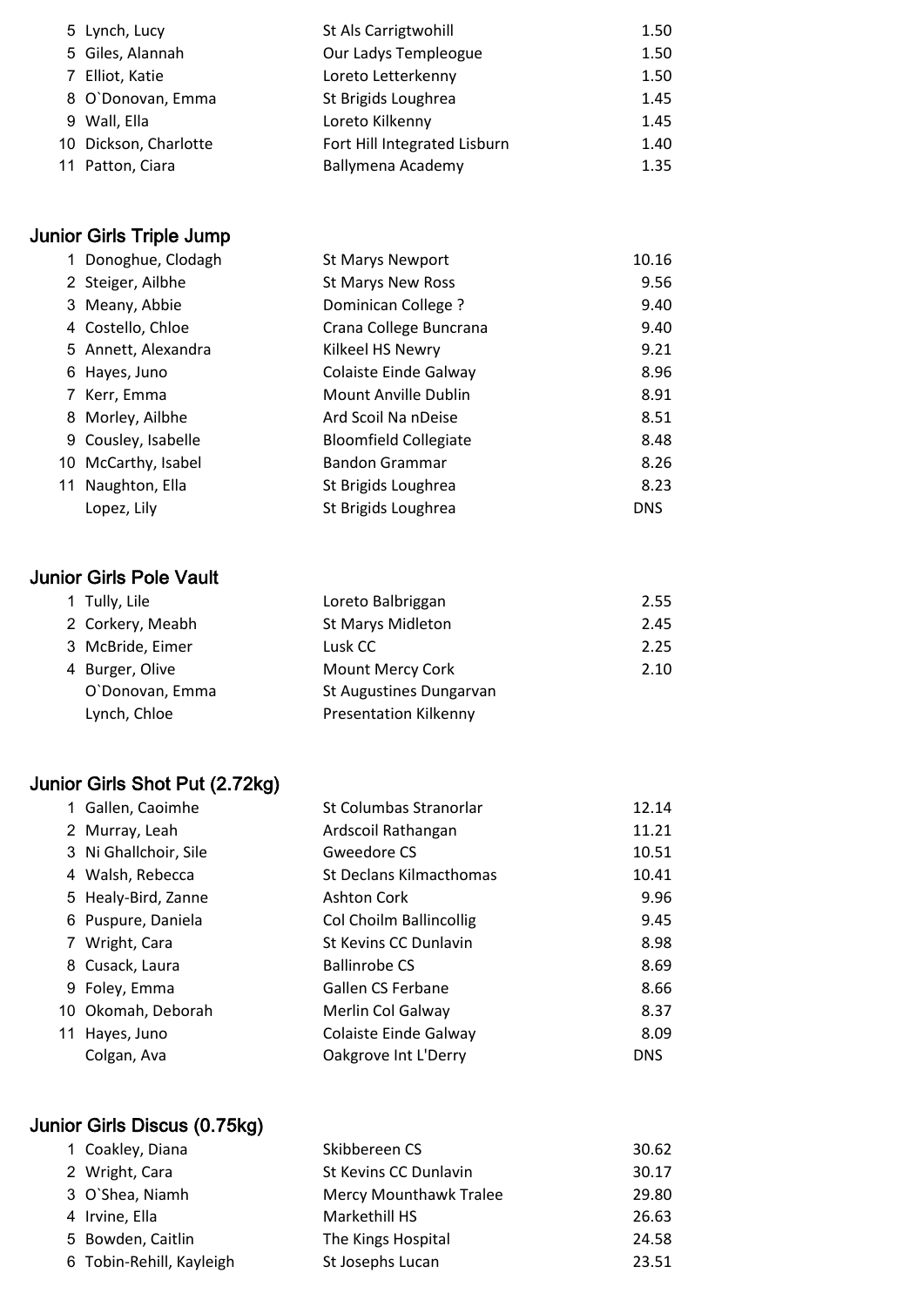| | | | |
|---|---|---|---|
| 5 | Lynch, Lucy | St Als Carrigtwohill | 1.50 |
| 5 | Giles, Alannah | Our Ladys Templeogue | 1.50 |
| 7 | Elliot, Katie | Loreto Letterkenny | 1.50 |
| 8 | O`Donovan, Emma | St Brigids Loughrea | 1.45 |
| 9 | Wall, Ella | Loreto Kilkenny | 1.45 |
| 10 | Dickson, Charlotte | Fort Hill Integrated Lisburn | 1.40 |
| 11 | Patton, Ciara | Ballymena Academy | 1.35 |

## Junior Girls Triple Jump

| | | | |
|---|---|---|---|
| 1 | Donoghue, Clodagh | St Marys Newport | 10.16 |
| 2 | Steiger, Ailbhe | St Marys New Ross | 9.56 |
| 3 | Meany, Abbie | Dominican College ? | 9.40 |
| 4 | Costello, Chloe | Crana College Buncrana | 9.40 |
| 5 | Annett, Alexandra | Kilkeel HS Newry | 9.21 |
| 6 | Hayes, Juno | Colaiste Einde Galway | 8.96 |
| 7 | Kerr, Emma | Mount Anville Dublin | 8.91 |
| 8 | Morley, Ailbhe | Ard Scoil Na nDeise | 8.51 |
| 9 | Cousley, Isabelle | Bloomfield Collegiate | 8.48 |
| 10 | McCarthy, Isabel | Bandon Grammar | 8.26 |
| 11 | Naughton, Ella | St Brigids Loughrea | 8.23 |
| | Lopez, Lily | St Brigids Loughrea | DNS |

## Junior Girls Pole Vault

| | | | |
|---|---|---|---|
| 1 | Tully, Lile | Loreto Balbriggan | 2.55 |
| 2 | Corkery, Meabh | St Marys Midleton | 2.45 |
| 3 | McBride, Eimer | Lusk CC | 2.25 |
| 4 | Burger, Olive | Mount Mercy Cork | 2.10 |
| | O`Donovan, Emma | St Augustines Dungarvan | |
| | Lynch, Chloe | Presentation Kilkenny | |

## Junior Girls Shot Put (2.72kg)

| | | | |
|---|---|---|---|
| 1 | Gallen, Caoimhe | St Columbas Stranorlar | 12.14 |
| 2 | Murray, Leah | Ardscoil Rathangan | 11.21 |
| 3 | Ni Ghallchoir, Sile | Gweedore CS | 10.51 |
| 4 | Walsh, Rebecca | St Declans Kilmacthomas | 10.41 |
| 5 | Healy-Bird, Zanne | Ashton Cork | 9.96 |
| 6 | Puspure, Daniela | Col Choilm Ballincollig | 9.45 |
| 7 | Wright, Cara | St Kevins CC Dunlavin | 8.98 |
| 8 | Cusack, Laura | Ballinrobe CS | 8.69 |
| 9 | Foley, Emma | Gallen CS Ferbane | 8.66 |
| 10 | Okomah, Deborah | Merlin Col Galway | 8.37 |
| 11 | Hayes, Juno | Colaiste Einde Galway | 8.09 |
| | Colgan, Ava | Oakgrove Int L'Derry | DNS |

## Junior Girls Discus (0.75kg)

| | | | |
|---|---|---|---|
| 1 | Coakley, Diana | Skibbereen CS | 30.62 |
| 2 | Wright, Cara | St Kevins CC Dunlavin | 30.17 |
| 3 | O`Shea, Niamh | Mercy Mounthawk Tralee | 29.80 |
| 4 | Irvine, Ella | Markethill HS | 26.63 |
| 5 | Bowden, Caitlin | The Kings Hospital | 24.58 |
| 6 | Tobin-Rehill, Kayleigh | St Josephs Lucan | 23.51 |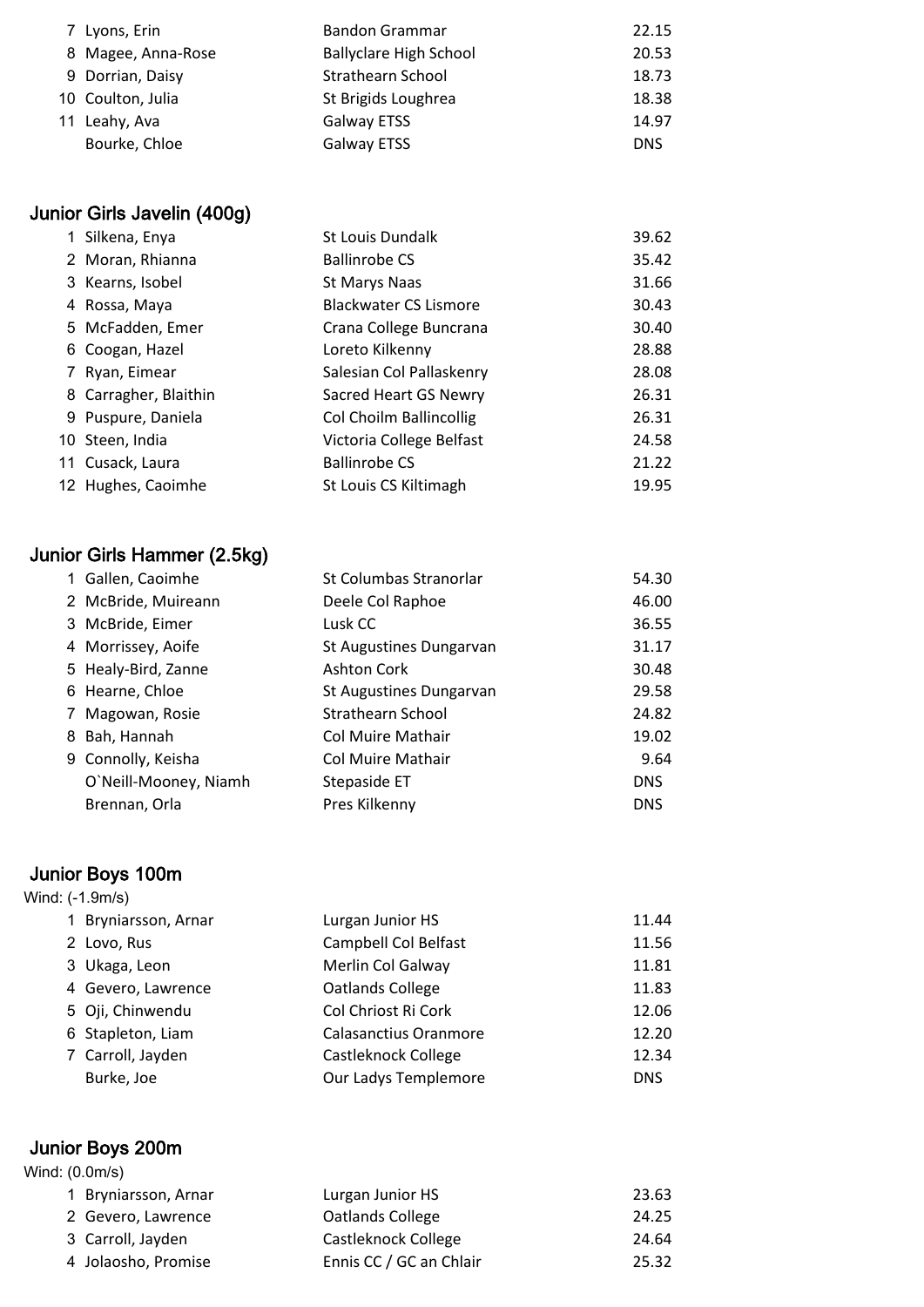| | | | |
|---|---|---|---|
| 7 | Lyons, Erin | Bandon Grammar | 22.15 |
| 8 | Magee, Anna-Rose | Ballyclare High School | 20.53 |
| 9 | Dorrian, Daisy | Strathearn School | 18.73 |
| 10 | Coulton, Julia | St Brigids Loughrea | 18.38 |
| 11 | Leahy, Ava | Galway ETSS | 14.97 |
| | Bourke, Chloe | Galway ETSS | DNS |

## Junior Girls Javelin (400g)

| | | | |
|---|---|---|---|
| 1 | Silkena, Enya | St Louis Dundalk | 39.62 |
| 2 | Moran, Rhianna | Ballinrobe CS | 35.42 |
| 3 | Kearns, Isobel | St Marys Naas | 31.66 |
| 4 | Rossa, Maya | Blackwater CS Lismore | 30.43 |
| 5 | McFadden, Emer | Crana College Buncrana | 30.40 |
| 6 | Coogan, Hazel | Loreto Kilkenny | 28.88 |
| 7 | Ryan, Eimear | Salesian Col Pallaskenry | 28.08 |
| 8 | Carragher, Blaithin | Sacred Heart GS Newry | 26.31 |
| 9 | Puspure, Daniela | Col Choilm Ballincollig | 26.31 |
| 10 | Steen, India | Victoria College Belfast | 24.58 |
| 11 | Cusack, Laura | Ballinrobe CS | 21.22 |
| 12 | Hughes, Caoimhe | St Louis CS Kiltimagh | 19.95 |

## Junior Girls Hammer (2.5kg)

| | | | |
|---|---|---|---|
| 1 | Gallen, Caoimhe | St Columbas Stranorlar | 54.30 |
| 2 | McBride, Muireann | Deele Col Raphoe | 46.00 |
| 3 | McBride, Eimer | Lusk CC | 36.55 |
| 4 | Morrissey, Aoife | St Augustines Dungarvan | 31.17 |
| 5 | Healy-Bird, Zanne | Ashton Cork | 30.48 |
| 6 | Hearne, Chloe | St Augustines Dungarvan | 29.58 |
| 7 | Magowan, Rosie | Strathearn School | 24.82 |
| 8 | Bah, Hannah | Col Muire Mathair | 19.02 |
| 9 | Connolly, Keisha | Col Muire Mathair | 9.64 |
| | O`Neill-Mooney, Niamh | Stepaside ET | DNS |
| | Brennan, Orla | Pres Kilkenny | DNS |

## Junior Boys 100m

Wind: (-1.9m/s)

| | | | |
|---|---|---|---|
| 1 | Bryniarsson, Arnar | Lurgan Junior HS | 11.44 |
| 2 | Lovo, Rus | Campbell Col Belfast | 11.56 |
| 3 | Ukaga, Leon | Merlin Col Galway | 11.81 |
| 4 | Gevero, Lawrence | Oatlands College | 11.83 |
| 5 | Oji, Chinwendu | Col Chriost Ri Cork | 12.06 |
| 6 | Stapleton, Liam | Calasanctius Oranmore | 12.20 |
| 7 | Carroll, Jayden | Castleknock College | 12.34 |
| | Burke, Joe | Our Ladys Templemore | DNS |

## Junior Boys 200m

Wind: (0.0m/s)

| | | | |
|---|---|---|---|
| 1 | Bryniarsson, Arnar | Lurgan Junior HS | 23.63 |
| 2 | Gevero, Lawrence | Oatlands College | 24.25 |
| 3 | Carroll, Jayden | Castleknock College | 24.64 |
| 4 | Jolaosho, Promise | Ennis CC / GC an Chlair | 25.32 |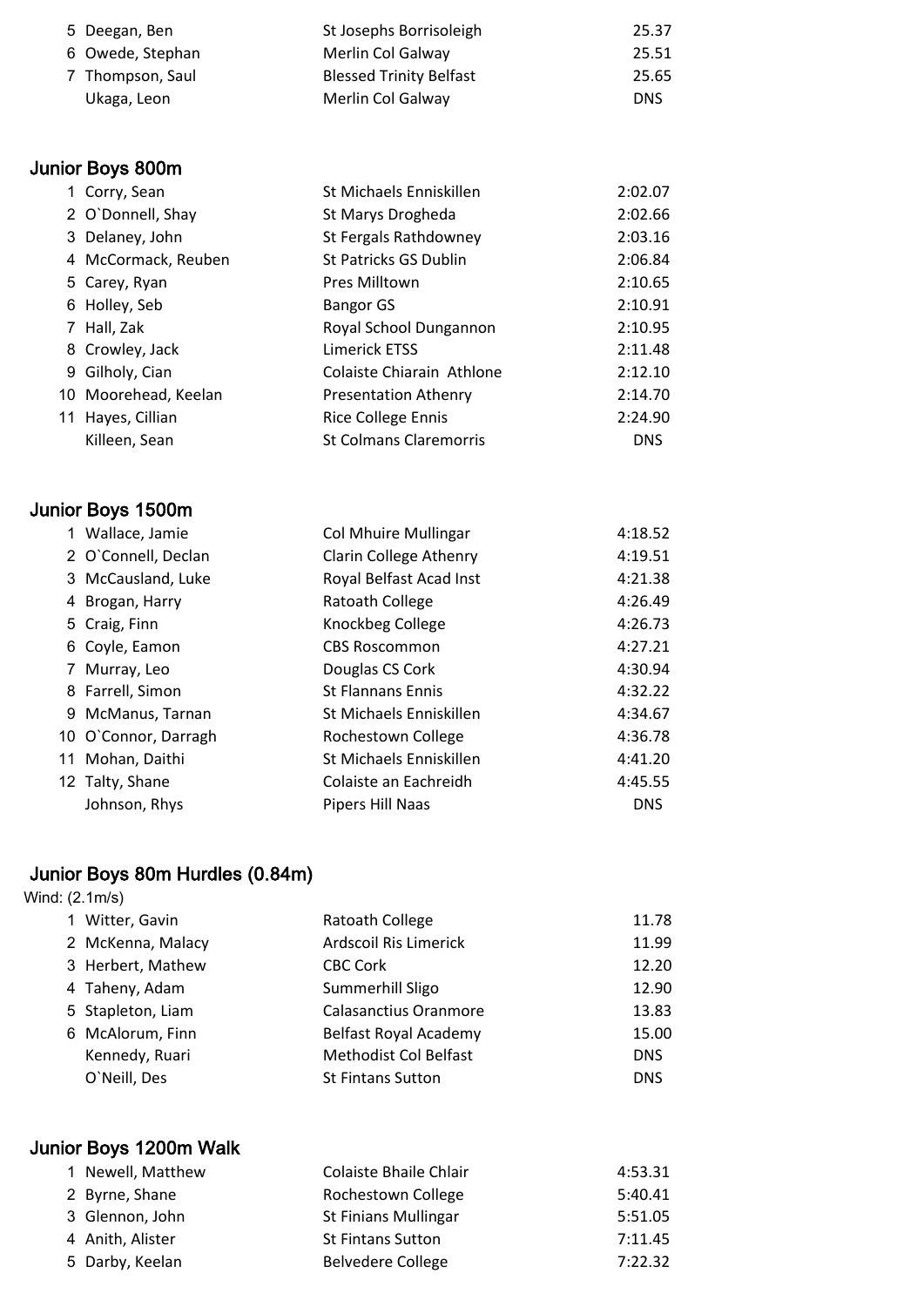| | | | |
|---|---|---|---|
| 5 | Deegan, Ben | St Josephs Borrisoleigh | 25.37 |
| 6 | Owede, Stephan | Merlin Col Galway | 25.51 |
| 7 | Thompson, Saul | Blessed Trinity Belfast | 25.65 |
| | Ukaga, Leon | Merlin Col Galway | DNS |

## Junior Boys 800m

| | | | |
|---|---|---|---|
| 1 | Corry, Sean | St Michaels Enniskillen | 2:02.07 |
| 2 | O`Donnell, Shay | St Marys Drogheda | 2:02.66 |
| 3 | Delaney, John | St Fergals Rathdowney | 2:03.16 |
| 4 | McCormack, Reuben | St Patricks GS Dublin | 2:06.84 |
| 5 | Carey, Ryan | Pres Milltown | 2:10.65 |
| 6 | Holley, Seb | Bangor GS | 2:10.91 |
| 7 | Hall, Zak | Royal School Dungannon | 2:10.95 |
| 8 | Crowley, Jack | Limerick ETSS | 2:11.48 |
| 9 | Gilholy, Cian | Colaiste Chiarain Athlone | 2:12.10 |
| 10 | Moorehead, Keelan | Presentation Athenry | 2:14.70 |
| 11 | Hayes, Cillian | Rice College Ennis | 2:24.90 |
| | Killeen, Sean | St Colmans Claremorris | DNS |

## Junior Boys 1500m

| | | | |
|---|---|---|---|
| 1 | Wallace, Jamie | Col Mhuire Mullingar | 4:18.52 |
| 2 | O`Connell, Declan | Clarin College Athenry | 4:19.51 |
| 3 | McCausland, Luke | Royal Belfast Acad Inst | 4:21.38 |
| 4 | Brogan, Harry | Ratoath College | 4:26.49 |
| 5 | Craig, Finn | Knockbeg College | 4:26.73 |
| 6 | Coyle, Eamon | CBS Roscommon | 4:27.21 |
| 7 | Murray, Leo | Douglas CS Cork | 4:30.94 |
| 8 | Farrell, Simon | St Flannans Ennis | 4:32.22 |
| 9 | McManus, Tarnan | St Michaels Enniskillen | 4:34.67 |
| 10 | O`Connor, Darragh | Rochestown College | 4:36.78 |
| 11 | Mohan, Daithi | St Michaels Enniskillen | 4:41.20 |
| 12 | Talty, Shane | Colaiste an Eachreidh | 4:45.55 |
| | Johnson, Rhys | Pipers Hill Naas | DNS |

## Junior Boys 80m Hurdles (0.84m)

Wind: (2.1m/s)

| | | | |
|---|---|---|---|
| 1 | Witter, Gavin | Ratoath College | 11.78 |
| 2 | McKenna, Malacy | Ardscoil Ris Limerick | 11.99 |
| 3 | Herbert, Mathew | CBC Cork | 12.20 |
| 4 | Taheny, Adam | Summerhill Sligo | 12.90 |
| 5 | Stapleton, Liam | Calasanctius Oranmore | 13.83 |
| 6 | McAlorum, Finn | Belfast Royal Academy | 15.00 |
| | Kennedy, Ruari | Methodist Col Belfast | DNS |
| | O`Neill, Des | St Fintans Sutton | DNS |

## Junior Boys 1200m Walk

| | | | |
|---|---|---|---|
| 1 | Newell, Matthew | Colaiste Bhaile Chlair | 4:53.31 |
| 2 | Byrne, Shane | Rochestown College | 5:40.41 |
| 3 | Glennon, John | St Finians Mullingar | 5:51.05 |
| 4 | Anith, Alister | St Fintans Sutton | 7:11.45 |
| 5 | Darby, Keelan | Belvedere College | 7:22.32 |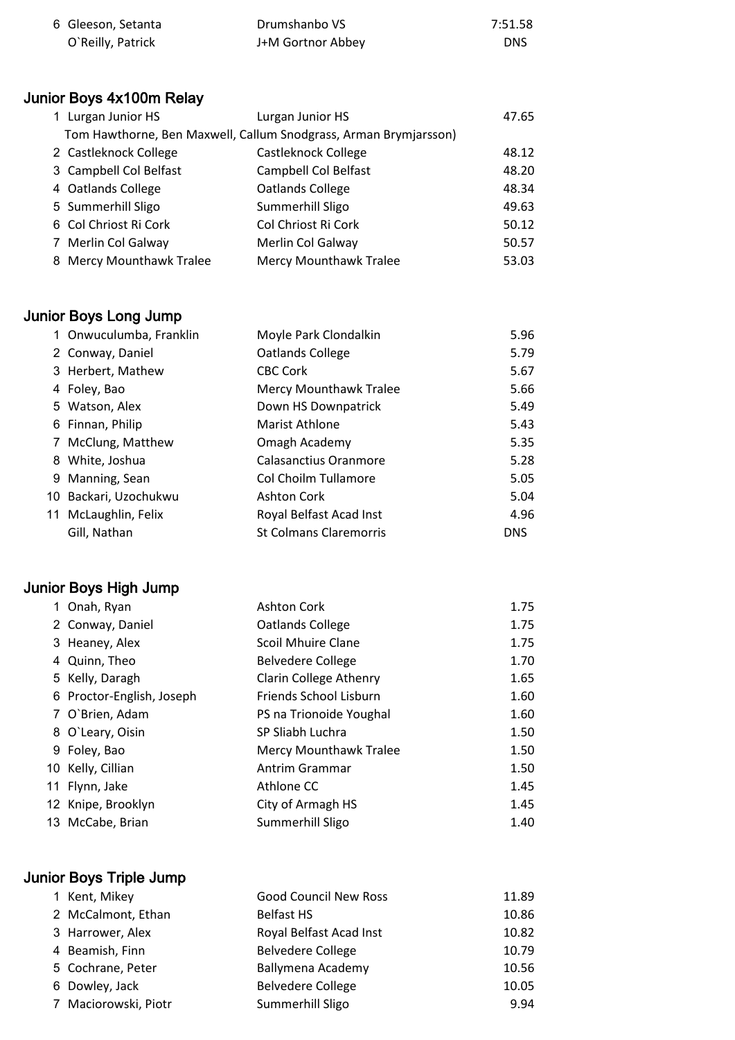| | | | |
|---|---|---|---|
| 6 | Gleeson, Setanta | Drumshanbo VS | 7:51.58 |
| | O`Reilly, Patrick | J+M Gortnor Abbey | DNS |

## Junior Boys 4x100m Relay

| | | | |
|---|---|---|---|
| 1 | Lurgan Junior HS | Lurgan Junior HS | 47.65 |
| | Tom Hawthorne, Ben Maxwell, Callum Snodgrass, Arman Brymjarsson) | | |
| 2 | Castleknock College | Castleknock College | 48.12 |
| 3 | Campbell Col Belfast | Campbell Col Belfast | 48.20 |
| 4 | Oatlands College | Oatlands College | 48.34 |
| 5 | Summerhill Sligo | Summerhill Sligo | 49.63 |
| 6 | Col Chriost Ri Cork | Col Chriost Ri Cork | 50.12 |
| 7 | Merlin Col Galway | Merlin Col Galway | 50.57 |
| 8 | Mercy Mounthawk Tralee | Mercy Mounthawk Tralee | 53.03 |

## Junior Boys Long Jump

| | | | |
|---|---|---|---|
| 1 | Onwuculumba, Franklin | Moyle Park Clondalkin | 5.96 |
| 2 | Conway, Daniel | Oatlands College | 5.79 |
| 3 | Herbert, Mathew | CBC Cork | 5.67 |
| 4 | Foley, Bao | Mercy Mounthawk Tralee | 5.66 |
| 5 | Watson, Alex | Down HS Downpatrick | 5.49 |
| 6 | Finnan, Philip | Marist Athlone | 5.43 |
| 7 | McClung, Matthew | Omagh Academy | 5.35 |
| 8 | White, Joshua | Calasanctius Oranmore | 5.28 |
| 9 | Manning, Sean | Col Choilm Tullamore | 5.05 |
| 10 | Backari, Uzochukwu | Ashton Cork | 5.04 |
| 11 | McLaughlin, Felix | Royal Belfast Acad Inst | 4.96 |
| | Gill, Nathan | St Colmans Claremorris | DNS |

## Junior Boys High Jump

| | | | |
|---|---|---|---|
| 1 | Onah, Ryan | Ashton Cork | 1.75 |
| 2 | Conway, Daniel | Oatlands College | 1.75 |
| 3 | Heaney, Alex | Scoil Mhuire Clane | 1.75 |
| 4 | Quinn, Theo | Belvedere College | 1.70 |
| 5 | Kelly, Daragh | Clarin College Athenry | 1.65 |
| 6 | Proctor-English, Joseph | Friends School Lisburn | 1.60 |
| 7 | O`Brien, Adam | PS na Trionoide Youghal | 1.60 |
| 8 | O`Leary, Oisin | SP Sliabh Luchra | 1.50 |
| 9 | Foley, Bao | Mercy Mounthawk Tralee | 1.50 |
| 10 | Kelly, Cillian | Antrim Grammar | 1.50 |
| 11 | Flynn, Jake | Athlone CC | 1.45 |
| 12 | Knipe, Brooklyn | City of Armagh HS | 1.45 |
| 13 | McCabe, Brian | Summerhill Sligo | 1.40 |

## Junior Boys Triple Jump

| | | | |
|---|---|---|---|
| 1 | Kent, Mikey | Good Council New Ross | 11.89 |
| 2 | McCalmont, Ethan | Belfast HS | 10.86 |
| 3 | Harrower, Alex | Royal Belfast Acad Inst | 10.82 |
| 4 | Beamish, Finn | Belvedere College | 10.79 |
| 5 | Cochrane, Peter | Ballymena Academy | 10.56 |
| 6 | Dowley, Jack | Belvedere College | 10.05 |
| 7 | Maciorowski, Piotr | Summerhill Sligo | 9.94 |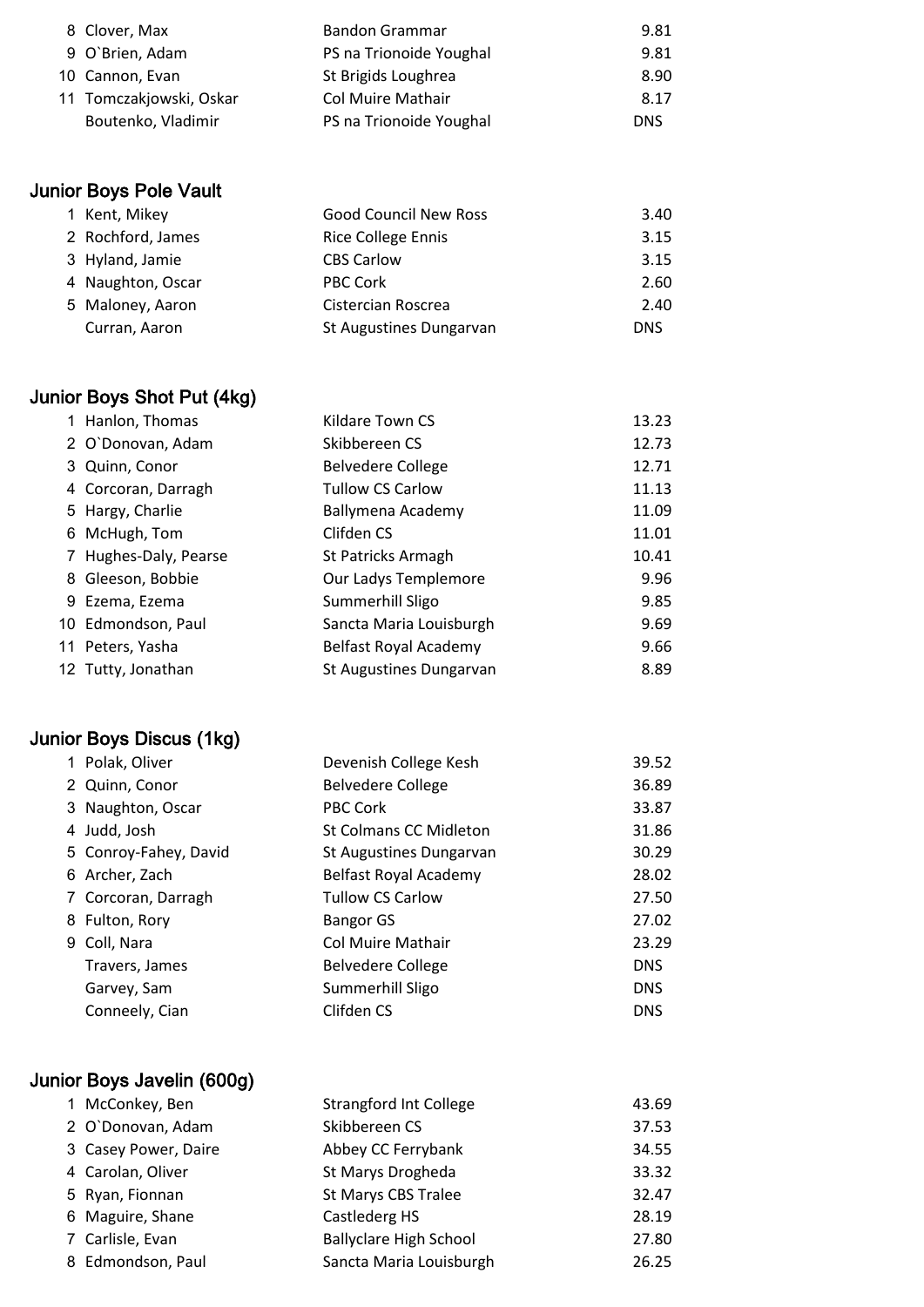| | | | |
|---|---|---|---|
| 8 | Clover, Max | Bandon Grammar | 9.81 |
| 9 | O`Brien, Adam | PS na Trionoide Youghal | 9.81 |
| 10 | Cannon, Evan | St Brigids Loughrea | 8.90 |
| 11 | Tomczakjowski, Oskar | Col Muire Mathair | 8.17 |
| | Boutenko, Vladimir | PS na Trionoide Youghal | DNS |

## Junior Boys Pole Vault

| | | | |
|---|---|---|---|
| 1 | Kent, Mikey | Good Council New Ross | 3.40 |
| 2 | Rochford, James | Rice College Ennis | 3.15 |
| 3 | Hyland, Jamie | CBS Carlow | 3.15 |
| 4 | Naughton, Oscar | PBC Cork | 2.60 |
| 5 | Maloney, Aaron | Cistercian Roscrea | 2.40 |
| | Curran, Aaron | St Augustines Dungarvan | DNS |

## Junior Boys Shot Put (4kg)

| | | | |
|---|---|---|---|
| 1 | Hanlon, Thomas | Kildare Town CS | 13.23 |
| 2 | O`Donovan, Adam | Skibbereen CS | 12.73 |
| 3 | Quinn, Conor | Belvedere College | 12.71 |
| 4 | Corcoran, Darragh | Tullow CS Carlow | 11.13 |
| 5 | Hargy, Charlie | Ballymena Academy | 11.09 |
| 6 | McHugh, Tom | Clifden CS | 11.01 |
| 7 | Hughes-Daly, Pearse | St Patricks Armagh | 10.41 |
| 8 | Gleeson, Bobbie | Our Ladys Templemore | 9.96 |
| 9 | Ezema, Ezema | Summerhill Sligo | 9.85 |
| 10 | Edmondson, Paul | Sancta Maria Louisburgh | 9.69 |
| 11 | Peters, Yasha | Belfast Royal Academy | 9.66 |
| 12 | Tutty, Jonathan | St Augustines Dungarvan | 8.89 |

## Junior Boys Discus (1kg)

| | | | |
|---|---|---|---|
| 1 | Polak, Oliver | Devenish College Kesh | 39.52 |
| 2 | Quinn, Conor | Belvedere College | 36.89 |
| 3 | Naughton, Oscar | PBC Cork | 33.87 |
| 4 | Judd, Josh | St Colmans CC Midleton | 31.86 |
| 5 | Conroy-Fahey, David | St Augustines Dungarvan | 30.29 |
| 6 | Archer, Zach | Belfast Royal Academy | 28.02 |
| 7 | Corcoran, Darragh | Tullow CS Carlow | 27.50 |
| 8 | Fulton, Rory | Bangor GS | 27.02 |
| 9 | Coll, Nara | Col Muire Mathair | 23.29 |
| | Travers, James | Belvedere College | DNS |
| | Garvey, Sam | Summerhill Sligo | DNS |
| | Conneely, Cian | Clifden CS | DNS |

## Junior Boys Javelin (600g)

| | | | |
|---|---|---|---|
| 1 | McConkey, Ben | Strangford Int College | 43.69 |
| 2 | O`Donovan, Adam | Skibbereen CS | 37.53 |
| 3 | Casey Power, Daire | Abbey CC Ferrybank | 34.55 |
| 4 | Carolan, Oliver | St Marys Drogheda | 33.32 |
| 5 | Ryan, Fionnan | St Marys CBS Tralee | 32.47 |
| 6 | Maguire, Shane | Castlederg HS | 28.19 |
| 7 | Carlisle, Evan | Ballyclare High School | 27.80 |
| 8 | Edmondson, Paul | Sancta Maria Louisburgh | 26.25 |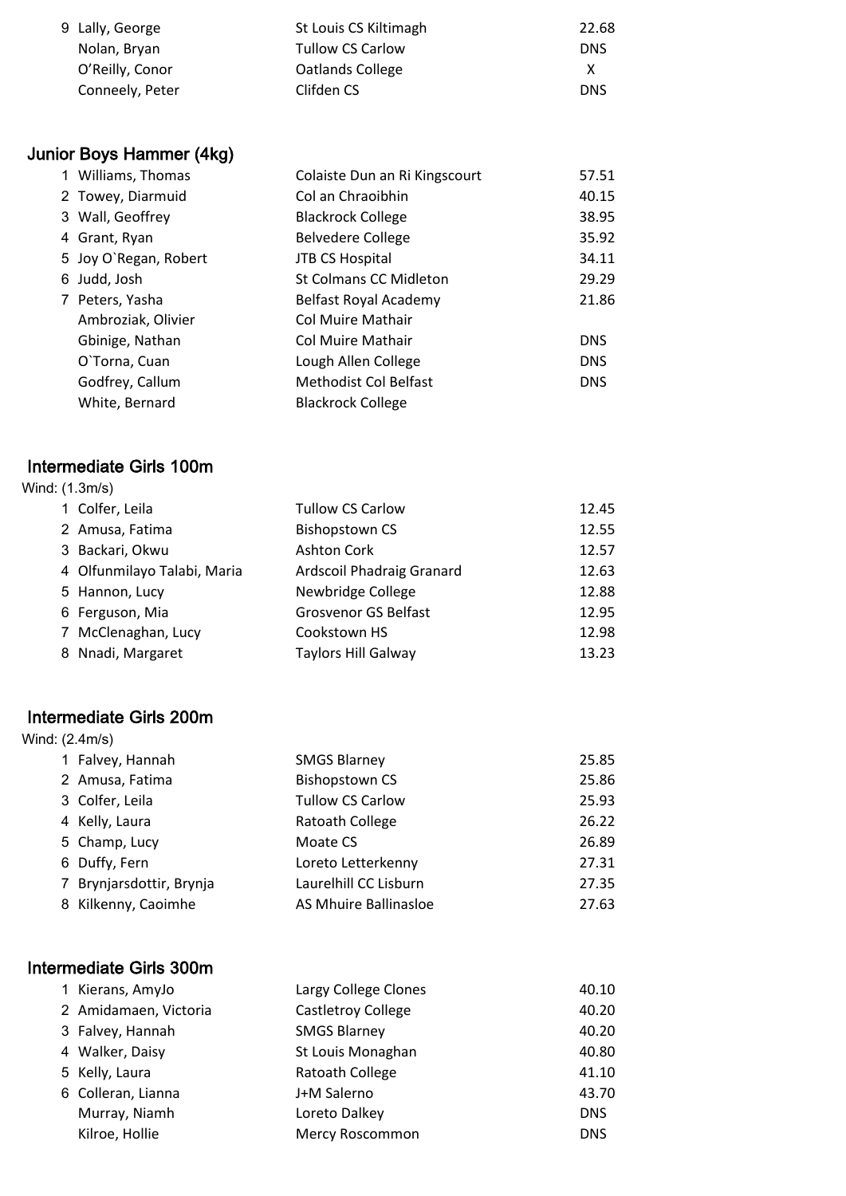| | | | |
|---|---|---|---|
| 9 | Lally, George | St Louis CS Kiltimagh | 22.68 |
| | Nolan, Bryan | Tullow CS Carlow | DNS |
| | O'Reilly, Conor | Oatlands College | X |
| | Conneely, Peter | Clifden CS | DNS |

## Junior Boys Hammer (4kg)

| | | | |
|---|---|---|---|
| 1 | Williams, Thomas | Colaiste Dun an Ri Kingscourt | 57.51 |
| 2 | Towey, Diarmuid | Col an Chraoibhin | 40.15 |
| 3 | Wall, Geoffrey | Blackrock College | 38.95 |
| 4 | Grant, Ryan | Belvedere College | 35.92 |
| 5 | Joy O`Regan, Robert | JTB CS Hospital | 34.11 |
| 6 | Judd, Josh | St Colmans CC Midleton | 29.29 |
| 7 | Peters, Yasha | Belfast Royal Academy | 21.86 |
| | Ambroziak, Olivier | Col Muire Mathair | |
| | Gbinige, Nathan | Col Muire Mathair | DNS |
| | O`Torna, Cuan | Lough Allen College | DNS |
| | Godfrey, Callum | Methodist Col Belfast | DNS |
| | White, Bernard | Blackrock College | |

## Intermediate Girls 100m

Wind: (1.3m/s)

| | | | |
|---|---|---|---|
| 1 | Colfer, Leila | Tullow CS Carlow | 12.45 |
| 2 | Amusa, Fatima | Bishopstown CS | 12.55 |
| 3 | Backari, Okwu | Ashton Cork | 12.57 |
| 4 | Olfunmilayo Talabi, Maria | Ardscoil Phadraig Granard | 12.63 |
| 5 | Hannon, Lucy | Newbridge College | 12.88 |
| 6 | Ferguson, Mia | Grosvenor GS Belfast | 12.95 |
| 7 | McClenaghan, Lucy | Cookstown HS | 12.98 |
| 8 | Nnadi, Margaret | Taylors Hill Galway | 13.23 |

## Intermediate Girls 200m

Wind: (2.4m/s)

| | | | |
|---|---|---|---|
| 1 | Falvey, Hannah | SMGS Blarney | 25.85 |
| 2 | Amusa, Fatima | Bishopstown CS | 25.86 |
| 3 | Colfer, Leila | Tullow CS Carlow | 25.93 |
| 4 | Kelly, Laura | Ratoath College | 26.22 |
| 5 | Champ, Lucy | Moate CS | 26.89 |
| 6 | Duffy, Fern | Loreto Letterkenny | 27.31 |
| 7 | Brynjarsdottir, Brynja | Laurelhill CC Lisburn | 27.35 |
| 8 | Kilkenny, Caoimhe | AS Mhuire Ballinasloe | 27.63 |

## Intermediate Girls 300m

| | | | |
|---|---|---|---|
| 1 | Kierans, AmyJo | Largy College Clones | 40.10 |
| 2 | Amidamaen, Victoria | Castletroy College | 40.20 |
| 3 | Falvey, Hannah | SMGS Blarney | 40.20 |
| 4 | Walker, Daisy | St Louis Monaghan | 40.80 |
| 5 | Kelly, Laura | Ratoath College | 41.10 |
| 6 | Colleran, Lianna | J+M Salerno | 43.70 |
| | Murray, Niamh | Loreto Dalkey | DNS |
| | Kilroe, Hollie | Mercy Roscommon | DNS |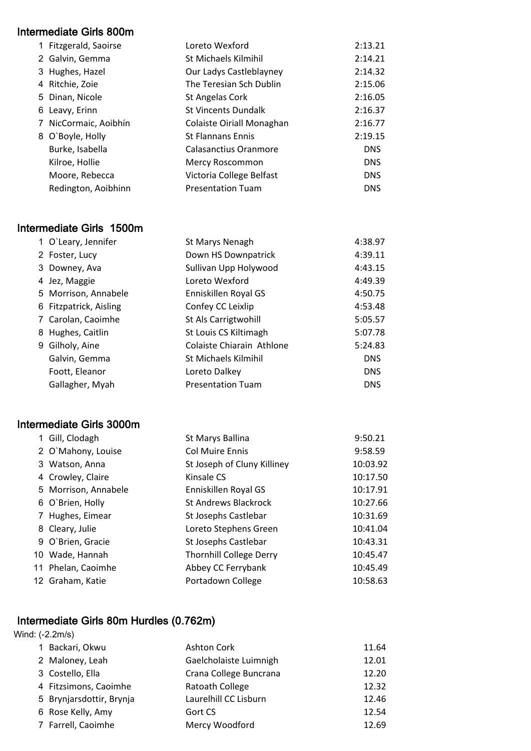## Intermediate Girls 800m

| | | | |
|---|---|---|---|
| 1 | Fitzgerald, Saoirse | Loreto Wexford | 2:13.21 |
| 2 | Galvin, Gemma | St Michaels Kilmihil | 2:14.21 |
| 3 | Hughes, Hazel | Our Ladys Castleblayney | 2:14.32 |
| 4 | Ritchie, Zoie | The Teresian Sch Dublin | 2:15.06 |
| 5 | Dinan, Nicole | St Angelas Cork | 2:16.05 |
| 6 | Leavy, Erinn | St Vincents Dundalk | 2:16.37 |
| 7 | NicCormaic, Aoibhín | Colaiste Oiriall Monaghan | 2:16.77 |
| 8 | O`Boyle, Holly | St Flannans Ennis | 2:19.15 |
| | Burke, Isabella | Calasanctius Oranmore | DNS |
| | Kilroe, Hollie | Mercy Roscommon | DNS |
| | Moore, Rebecca | Victoria College Belfast | DNS |
| | Redington, Aoibhinn | Presentation Tuam | DNS |

## Intermediate Girls 1500m

| | | | |
|---|---|---|---|
| 1 | O`Leary, Jennifer | St Marys Nenagh | 4:38.97 |
| 2 | Foster, Lucy | Down HS Downpatrick | 4:39.11 |
| 3 | Downey, Ava | Sullivan Upp Holywood | 4:43.15 |
| 4 | Jez, Maggie | Loreto Wexford | 4:49.39 |
| 5 | Morrison, Annabele | Enniskillen Royal GS | 4:50.75 |
| 6 | Fitzpatrick, Aisling | Confey CC Leixlip | 4:53.48 |
| 7 | Carolan, Caoimhe | St Als Carrigtwohill | 5:05.57 |
| 8 | Hughes, Caitlin | St Louis CS Kiltimagh | 5:07.78 |
| 9 | Gilholy, Aine | Colaiste Chiarain Athlone | 5:24.83 |
| | Galvin, Gemma | St Michaels Kilmihil | DNS |
| | Foott, Eleanor | Loreto Dalkey | DNS |
| | Gallagher, Myah | Presentation Tuam | DNS |

## Intermediate Girls 3000m

| | | | |
|---|---|---|---|
| 1 | Gill, Clodagh | St Marys Ballina | 9:50.21 |
| 2 | O`Mahony, Louise | Col Muire Ennis | 9:58.59 |
| 3 | Watson, Anna | St Joseph of Cluny Killiney | 10:03.92 |
| 4 | Crowley, Claire | Kinsale CS | 10:17.50 |
| 5 | Morrison, Annabele | Enniskillen Royal GS | 10:17.91 |
| 6 | O`Brien, Holly | St Andrews Blackrock | 10:27.66 |
| 7 | Hughes, Eimear | St Josephs Castlebar | 10:31.69 |
| 8 | Cleary, Julie | Loreto Stephens Green | 10:41.04 |
| 9 | O`Brien, Gracie | St Josephs Castlebar | 10:43.31 |
| 10 | Wade, Hannah | Thornhill College Derry | 10:45.47 |
| 11 | Phelan, Caoimhe | Abbey CC Ferrybank | 10:45.49 |
| 12 | Graham, Katie | Portadown College | 10:58.63 |

## Intermediate Girls 80m Hurdles (0.762m)

Wind: (-2.2m/s)

| | | | |
|---|---|---|---|
| 1 | Backari, Okwu | Ashton Cork | 11.64 |
| 2 | Maloney, Leah | Gaelcholaiste Luimnigh | 12.01 |
| 3 | Costello, Ella | Crana College Buncrana | 12.20 |
| 4 | Fitzsimons, Caoimhe | Ratoath College | 12.32 |
| 5 | Brynjarsdottir, Brynja | Laurelhill CC Lisburn | 12.46 |
| 6 | Rose Kelly, Amy | Gort CS | 12.54 |
| 7 | Farrell, Caoimhe | Mercy Woodford | 12.69 |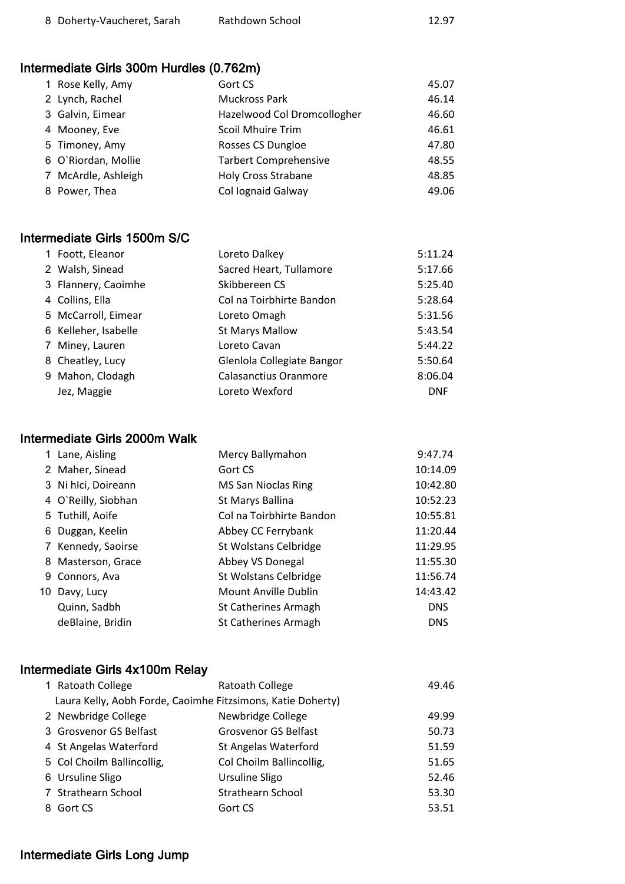| | | | |
|---|---|---|---|
| 8 | Doherty-Vaucheret, Sarah | Rathdown School | 12.97 |

## Intermediate Girls 300m Hurdles (0.762m)

| | | | |
|---|---|---|---|
| 1 | Rose Kelly, Amy | Gort CS | 45.07 |
| 2 | Lynch, Rachel | Muckross Park | 46.14 |
| 3 | Galvin, Eimear | Hazelwood Col Dromcollogher | 46.60 |
| 4 | Mooney, Eve | Scoil Mhuire Trim | 46.61 |
| 5 | Timoney, Amy | Rosses CS Dungloe | 47.80 |
| 6 | O`Riordan, Mollie | Tarbert Comprehensive | 48.55 |
| 7 | McArdle, Ashleigh | Holy Cross Strabane | 48.85 |
| 8 | Power, Thea | Col Iognaid Galway | 49.06 |

## Intermediate Girls 1500m S/C

| | | | |
|---|---|---|---|
| 1 | Foott, Eleanor | Loreto Dalkey | 5:11.24 |
| 2 | Walsh, Sinead | Sacred Heart, Tullamore | 5:17.66 |
| 3 | Flannery, Caoimhe | Skibbereen CS | 5:25.40 |
| 4 | Collins, Ella | Col na Toirbhirte Bandon | 5:28.64 |
| 5 | McCarroll, Eimear | Loreto Omagh | 5:31.56 |
| 6 | Kelleher, Isabelle | St Marys Mallow | 5:43.54 |
| 7 | Miney, Lauren | Loreto Cavan | 5:44.22 |
| 8 | Cheatley, Lucy | Glenlola Collegiate Bangor | 5:50.64 |
| 9 | Mahon, Clodagh | Calasanctius Oranmore | 8:06.04 |
| | Jez, Maggie | Loreto Wexford | DNF |

## Intermediate Girls 2000m Walk

| | | | |
|---|---|---|---|
| 1 | Lane, Aisling | Mercy Ballymahon | 9:47.74 |
| 2 | Maher, Sinead | Gort CS | 10:14.09 |
| 3 | Ni hIci, Doireann | MS San Nioclas Ring | 10:42.80 |
| 4 | O`Reilly, Siobhan | St Marys Ballina | 10:52.23 |
| 5 | Tuthill, Aoife | Col na Toirbhirte Bandon | 10:55.81 |
| 6 | Duggan, Keelin | Abbey CC Ferrybank | 11:20.44 |
| 7 | Kennedy, Saoirse | St Wolstans Celbridge | 11:29.95 |
| 8 | Masterson, Grace | Abbey VS Donegal | 11:55.30 |
| 9 | Connors, Ava | St Wolstans Celbridge | 11:56.74 |
| 10 | Davy, Lucy | Mount Anville Dublin | 14:43.42 |
| | Quinn, Sadbh | St Catherines Armagh | DNS |
| | deBlaine, Bridin | St Catherines Armagh | DNS |

## Intermediate Girls 4x100m Relay

| | | | |
|---|---|---|---|
| 1 | Ratoath College | Ratoath College | 49.46 |
| | Laura Kelly, Aobh Forde, Caoimhe Fitzsimons, Katie Doherty) | | |
| 2 | Newbridge College | Newbridge College | 49.99 |
| 3 | Grosvenor GS Belfast | Grosvenor GS Belfast | 50.73 |
| 4 | St Angelas Waterford | St Angelas Waterford | 51.59 |
| 5 | Col Choilm Ballincollig, | Col Choilm Ballincollig, | 51.65 |
| 6 | Ursuline Sligo | Ursuline Sligo | 52.46 |
| 7 | Strathearn School | Strathearn School | 53.30 |
| 8 | Gort CS | Gort CS | 53.51 |

## Intermediate Girls Long Jump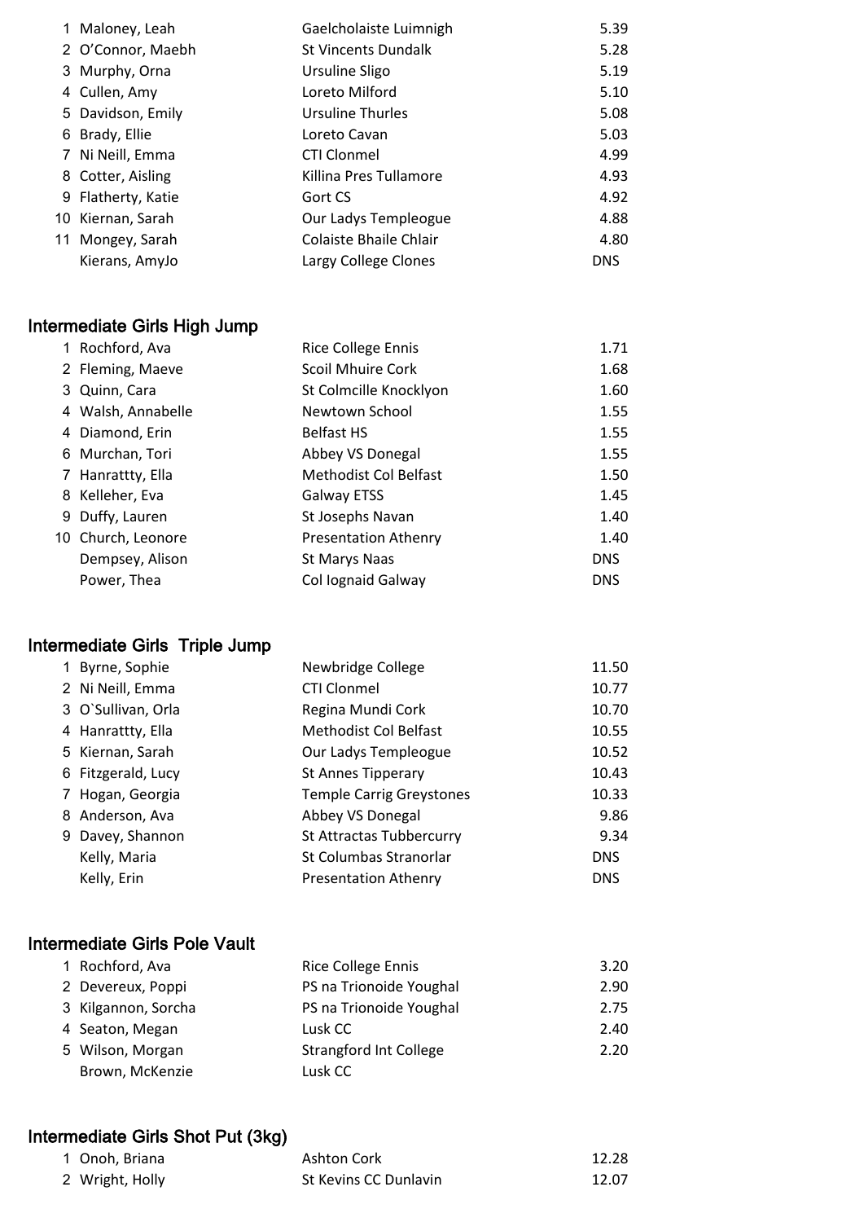| | | | |
|---|---|---|---|
| 1 | Maloney, Leah | Gaelcholaiste Luimnigh | 5.39 |
| 2 | O'Connor, Maebh | St Vincents Dundalk | 5.28 |
| 3 | Murphy, Orna | Ursuline Sligo | 5.19 |
| 4 | Cullen, Amy | Loreto Milford | 5.10 |
| 5 | Davidson, Emily | Ursuline Thurles | 5.08 |
| 6 | Brady, Ellie | Loreto Cavan | 5.03 |
| 7 | Ni Neill, Emma | CTI Clonmel | 4.99 |
| 8 | Cotter, Aisling | Killina Pres Tullamore | 4.93 |
| 9 | Flatherty, Katie | Gort CS | 4.92 |
| 10 | Kiernan, Sarah | Our Ladys Templeogue | 4.88 |
| 11 | Mongey, Sarah | Colaiste Bhaile Chlair | 4.80 |
| | Kierans, AmyJo | Largy College Clones | DNS |

## Intermediate Girls High Jump

| | | | |
|---|---|---|---|
| 1 | Rochford, Ava | Rice College Ennis | 1.71 |
| 2 | Fleming, Maeve | Scoil Mhuire Cork | 1.68 |
| 3 | Quinn, Cara | St Colmcille Knocklyon | 1.60 |
| 4 | Walsh, Annabelle | Newtown School | 1.55 |
| 4 | Diamond, Erin | Belfast HS | 1.55 |
| 6 | Murchan, Tori | Abbey VS Donegal | 1.55 |
| 7 | Hanrattty, Ella | Methodist Col Belfast | 1.50 |
| 8 | Kelleher, Eva | Galway ETSS | 1.45 |
| 9 | Duffy, Lauren | St Josephs Navan | 1.40 |
| 10 | Church, Leonore | Presentation Athenry | 1.40 |
| | Dempsey, Alison | St Marys Naas | DNS |
| | Power, Thea | Col Iognaid Galway | DNS |

## Intermediate Girls Triple Jump

| | | | |
|---|---|---|---|
| 1 | Byrne, Sophie | Newbridge College | 11.50 |
| 2 | Ni Neill, Emma | CTI Clonmel | 10.77 |
| 3 | O`Sullivan, Orla | Regina Mundi Cork | 10.70 |
| 4 | Hanrattty, Ella | Methodist Col Belfast | 10.55 |
| 5 | Kiernan, Sarah | Our Ladys Templeogue | 10.52 |
| 6 | Fitzgerald, Lucy | St Annes Tipperary | 10.43 |
| 7 | Hogan, Georgia | Temple Carrig Greystones | 10.33 |
| 8 | Anderson, Ava | Abbey VS Donegal | 9.86 |
| 9 | Davey, Shannon | St Attractas Tubbercurry | 9.34 |
| | Kelly, Maria | St Columbas Stranorlar | DNS |
| | Kelly, Erin | Presentation Athenry | DNS |

## Intermediate Girls Pole Vault

| | | | |
|---|---|---|---|
| 1 | Rochford, Ava | Rice College Ennis | 3.20 |
| 2 | Devereux, Poppi | PS na Trionoide Youghal | 2.90 |
| 3 | Kilgannon, Sorcha | PS na Trionoide Youghal | 2.75 |
| 4 | Seaton, Megan | Lusk CC | 2.40 |
| 5 | Wilson, Morgan | Strangford Int College | 2.20 |
| | Brown, McKenzie | Lusk CC | |

## Intermediate Girls Shot Put (3kg)

| | | | |
|---|---|---|---|
| 1 | Onoh, Briana | Ashton Cork | 12.28 |
| 2 | Wright, Holly | St Kevins CC Dunlavin | 12.07 |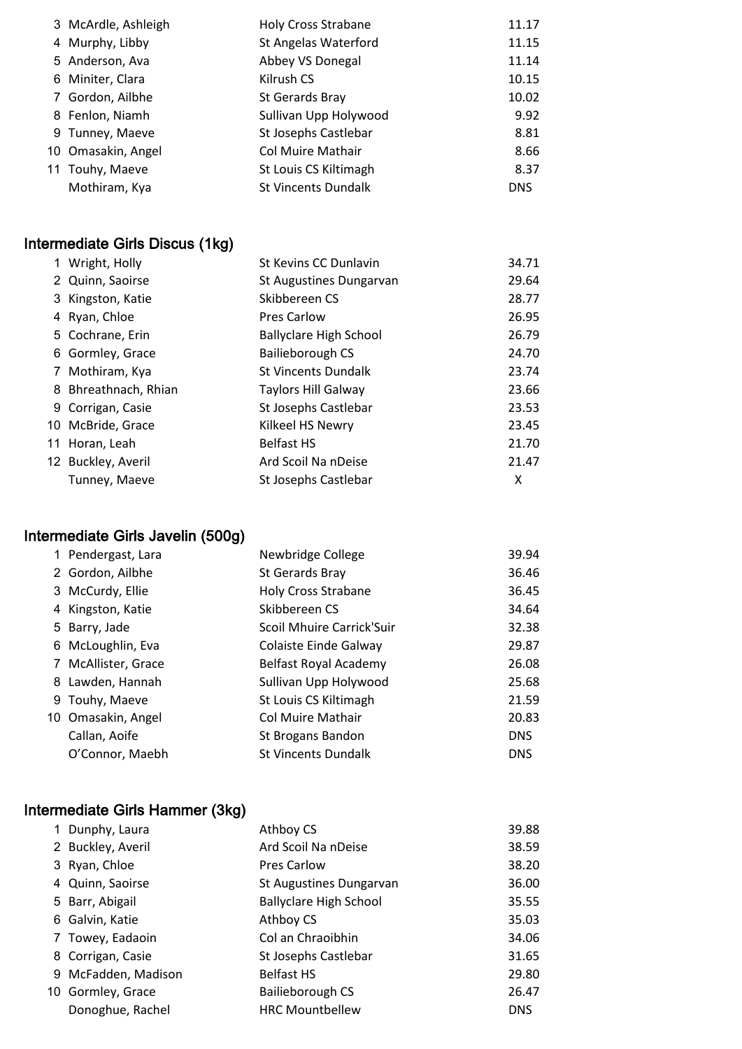| | | | |
|---|---|---|---|
| 3 | McArdle, Ashleigh | Holy Cross Strabane | 11.17 |
| 4 | Murphy, Libby | St Angelas Waterford | 11.15 |
| 5 | Anderson, Ava | Abbey VS Donegal | 11.14 |
| 6 | Miniter, Clara | Kilrush CS | 10.15 |
| 7 | Gordon, Ailbhe | St Gerards Bray | 10.02 |
| 8 | Fenlon, Niamh | Sullivan Upp Holywood | 9.92 |
| 9 | Tunney, Maeve | St Josephs Castlebar | 8.81 |
| 10 | Omasakin, Angel | Col Muire Mathair | 8.66 |
| 11 | Touhy, Maeve | St Louis CS Kiltimagh | 8.37 |
| | Mothiram, Kya | St Vincents Dundalk | DNS |

## Intermediate Girls Discus (1kg)

| | | | |
|---|---|---|---|
| 1 | Wright, Holly | St Kevins CC Dunlavin | 34.71 |
| 2 | Quinn, Saoirse | St Augustines Dungarvan | 29.64 |
| 3 | Kingston, Katie | Skibbereen CS | 28.77 |
| 4 | Ryan, Chloe | Pres Carlow | 26.95 |
| 5 | Cochrane, Erin | Ballyclare High School | 26.79 |
| 6 | Gormley, Grace | Bailieborough CS | 24.70 |
| 7 | Mothiram, Kya | St Vincents Dundalk | 23.74 |
| 8 | Bhreathnach, Rhian | Taylors Hill Galway | 23.66 |
| 9 | Corrigan, Casie | St Josephs Castlebar | 23.53 |
| 10 | McBride, Grace | Kilkeel HS Newry | 23.45 |
| 11 | Horan, Leah | Belfast HS | 21.70 |
| 12 | Buckley, Averil | Ard Scoil Na nDeise | 21.47 |
| | Tunney, Maeve | St Josephs Castlebar | X |

## Intermediate Girls Javelin (500g)

| | | | |
|---|---|---|---|
| 1 | Pendergast, Lara | Newbridge College | 39.94 |
| 2 | Gordon, Ailbhe | St Gerards Bray | 36.46 |
| 3 | McCurdy, Ellie | Holy Cross Strabane | 36.45 |
| 4 | Kingston, Katie | Skibbereen CS | 34.64 |
| 5 | Barry, Jade | Scoil Mhuire Carrick'Suir | 32.38 |
| 6 | McLoughlin, Eva | Colaiste Einde Galway | 29.87 |
| 7 | McAllister, Grace | Belfast Royal Academy | 26.08 |
| 8 | Lawden, Hannah | Sullivan Upp Holywood | 25.68 |
| 9 | Touhy, Maeve | St Louis CS Kiltimagh | 21.59 |
| 10 | Omasakin, Angel | Col Muire Mathair | 20.83 |
| | Callan, Aoife | St Brogans Bandon | DNS |
| | O'Connor, Maebh | St Vincents Dundalk | DNS |

## Intermediate Girls Hammer (3kg)

| | | | |
|---|---|---|---|
| 1 | Dunphy, Laura | Athboy CS | 39.88 |
| 2 | Buckley, Averil | Ard Scoil Na nDeise | 38.59 |
| 3 | Ryan, Chloe | Pres Carlow | 38.20 |
| 4 | Quinn, Saoirse | St Augustines Dungarvan | 36.00 |
| 5 | Barr, Abigail | Ballyclare High School | 35.55 |
| 6 | Galvin, Katie | Athboy CS | 35.03 |
| 7 | Towey, Eadaoin | Col an Chraoibhin | 34.06 |
| 8 | Corrigan, Casie | St Josephs Castlebar | 31.65 |
| 9 | McFadden, Madison | Belfast HS | 29.80 |
| 10 | Gormley, Grace | Bailieborough CS | 26.47 |
| | Donoghue, Rachel | HRC Mountbellew | DNS |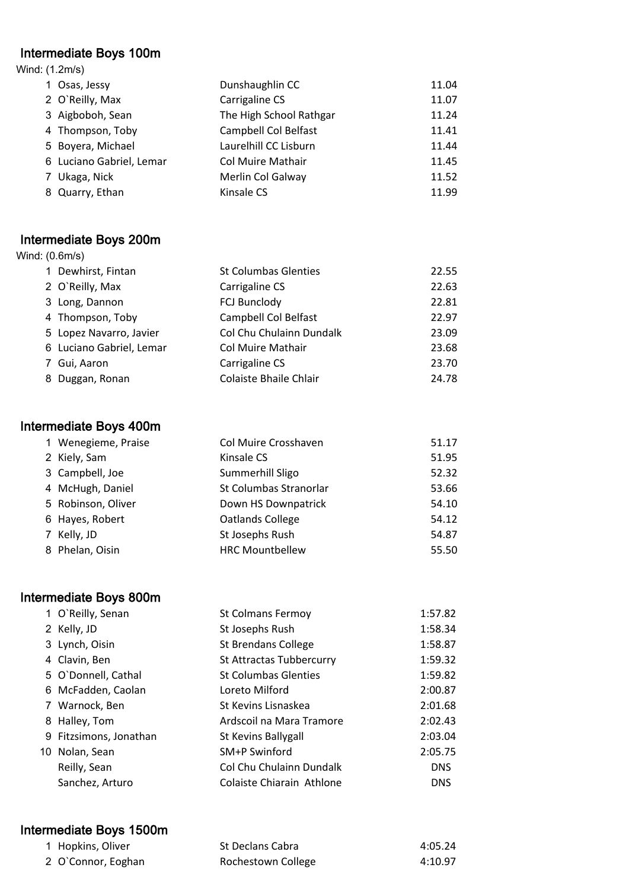## Intermediate Boys 100m

Wind: (1.2m/s)

| | | | |
|---|---|---|---|
| 1 | Osas, Jessy | Dunshaughlin CC | 11.04 |
| 2 | O`Reilly, Max | Carrigaline CS | 11.07 |
| 3 | Aigboboh, Sean | The High School Rathgar | 11.24 |
| 4 | Thompson, Toby | Campbell Col Belfast | 11.41 |
| 5 | Boyera, Michael | Laurelhill CC Lisburn | 11.44 |
| 6 | Luciano Gabriel, Lemar | Col Muire Mathair | 11.45 |
| 7 | Ukaga, Nick | Merlin Col Galway | 11.52 |
| 8 | Quarry, Ethan | Kinsale CS | 11.99 |

## Intermediate Boys 200m

Wind: (0.6m/s)

| | | | |
|---|---|---|---|
| 1 | Dewhirst, Fintan | St Columbas Glenties | 22.55 |
| 2 | O`Reilly, Max | Carrigaline CS | 22.63 |
| 3 | Long, Dannon | FCJ Bunclody | 22.81 |
| 4 | Thompson, Toby | Campbell Col Belfast | 22.97 |
| 5 | Lopez Navarro, Javier | Col Chu Chulainn Dundalk | 23.09 |
| 6 | Luciano Gabriel, Lemar | Col Muire Mathair | 23.68 |
| 7 | Gui, Aaron | Carrigaline CS | 23.70 |
| 8 | Duggan, Ronan | Colaiste Bhaile Chlair | 24.78 |

## Intermediate Boys 400m

| | | | |
|---|---|---|---|
| 1 | Wenegieme, Praise | Col Muire Crosshaven | 51.17 |
| 2 | Kiely, Sam | Kinsale CS | 51.95 |
| 3 | Campbell, Joe | Summerhill Sligo | 52.32 |
| 4 | McHugh, Daniel | St Columbas Stranorlar | 53.66 |
| 5 | Robinson, Oliver | Down HS Downpatrick | 54.10 |
| 6 | Hayes, Robert | Oatlands College | 54.12 |
| 7 | Kelly, JD | St Josephs Rush | 54.87 |
| 8 | Phelan, Oisin | HRC Mountbellew | 55.50 |

## Intermediate Boys 800m

| | | | |
|---|---|---|---|
| 1 | O`Reilly, Senan | St Colmans Fermoy | 1:57.82 |
| 2 | Kelly, JD | St Josephs Rush | 1:58.34 |
| 3 | Lynch, Oisin | St Brendans College | 1:58.87 |
| 4 | Clavin, Ben | St Attractas Tubbercurry | 1:59.32 |
| 5 | O`Donnell, Cathal | St Columbas Glenties | 1:59.82 |
| 6 | McFadden, Caolan | Loreto Milford | 2:00.87 |
| 7 | Warnock, Ben | St Kevins Lisnaskea | 2:01.68 |
| 8 | Halley, Tom | Ardscoil na Mara Tramore | 2:02.43 |
| 9 | Fitzsimons, Jonathan | St Kevins Ballygall | 2:03.04 |
| 10 | Nolan, Sean | SM+P Swinford | 2:05.75 |
| | Reilly, Sean | Col Chu Chulainn Dundalk | DNS |
| | Sanchez, Arturo | Colaiste Chiarain Athlone | DNS |

## Intermediate Boys 1500m

| | | | |
|---|---|---|---|
| 1 | Hopkins, Oliver | St Declans Cabra | 4:05.24 |
| 2 | O`Connor, Eoghan | Rochestown College | 4:10.97 |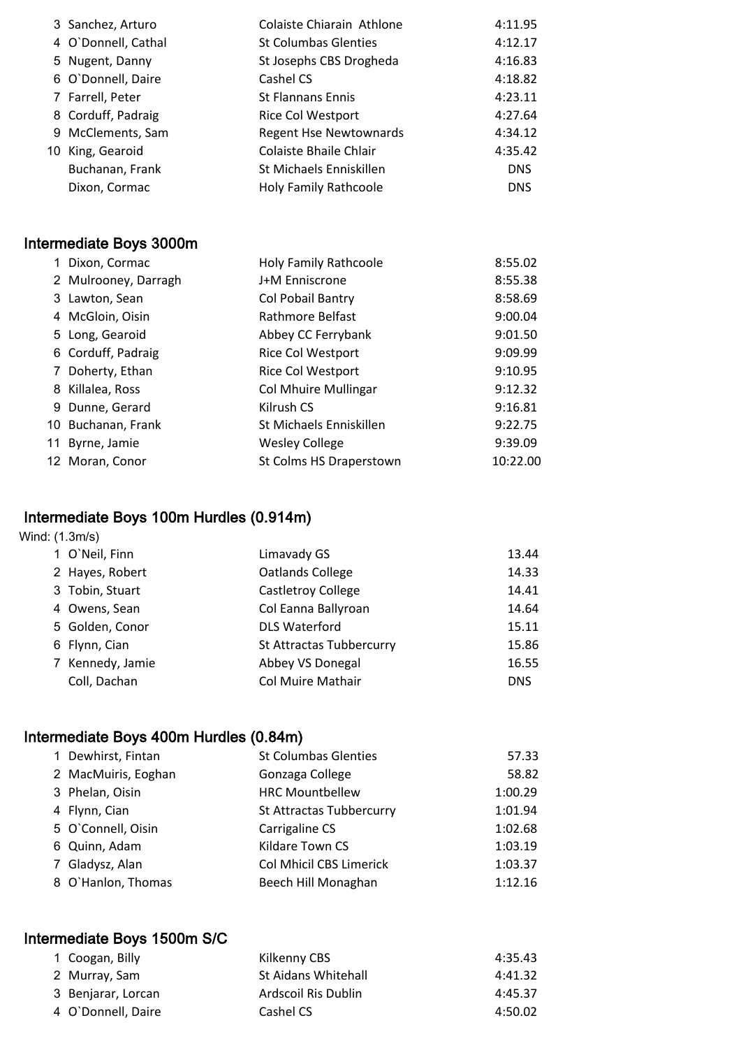| | | | |
|---|---|---|---|
| 3 | Sanchez, Arturo | Colaiste Chiarain Athlone | 4:11.95 |
| 4 | O`Donnell, Cathal | St Columbas Glenties | 4:12.17 |
| 5 | Nugent, Danny | St Josephs CBS Drogheda | 4:16.83 |
| 6 | O`Donnell, Daire | Cashel CS | 4:18.82 |
| 7 | Farrell, Peter | St Flannans Ennis | 4:23.11 |
| 8 | Corduff, Padraig | Rice Col Westport | 4:27.64 |
| 9 | McClements, Sam | Regent Hse Newtownards | 4:34.12 |
| 10 | King, Gearoid | Colaiste Bhaile Chlair | 4:35.42 |
| | Buchanan, Frank | St Michaels Enniskillen | DNS |
| | Dixon, Cormac | Holy Family Rathcoole | DNS |

## Intermediate Boys 3000m

| | | | |
|---|---|---|---|
| 1 | Dixon, Cormac | Holy Family Rathcoole | 8:55.02 |
| 2 | Mulrooney, Darragh | J+M Enniscrone | 8:55.38 |
| 3 | Lawton, Sean | Col Pobail Bantry | 8:58.69 |
| 4 | McGloin, Oisin | Rathmore Belfast | 9:00.04 |
| 5 | Long, Gearoid | Abbey CC Ferrybank | 9:01.50 |
| 6 | Corduff, Padraig | Rice Col Westport | 9:09.99 |
| 7 | Doherty, Ethan | Rice Col Westport | 9:10.95 |
| 8 | Killalea, Ross | Col Mhuire Mullingar | 9:12.32 |
| 9 | Dunne, Gerard | Kilrush CS | 9:16.81 |
| 10 | Buchanan, Frank | St Michaels Enniskillen | 9:22.75 |
| 11 | Byrne, Jamie | Wesley College | 9:39.09 |
| 12 | Moran, Conor | St Colms HS Draperstown | 10:22.00 |

## Intermediate Boys 100m Hurdles (0.914m)

Wind: (1.3m/s)

| | | | |
|---|---|---|---|
| 1 | O`Neil, Finn | Limavady GS | 13.44 |
| 2 | Hayes, Robert | Oatlands College | 14.33 |
| 3 | Tobin, Stuart | Castletroy College | 14.41 |
| 4 | Owens, Sean | Col Eanna Ballyroan | 14.64 |
| 5 | Golden, Conor | DLS Waterford | 15.11 |
| 6 | Flynn, Cian | St Attractas Tubbercurry | 15.86 |
| 7 | Kennedy, Jamie | Abbey VS Donegal | 16.55 |
| | Coll, Dachan | Col Muire Mathair | DNS |

## Intermediate Boys 400m Hurdles (0.84m)

| | | | |
|---|---|---|---|
| 1 | Dewhirst, Fintan | St Columbas Glenties | 57.33 |
| 2 | MacMuiris, Eoghan | Gonzaga College | 58.82 |
| 3 | Phelan, Oisin | HRC Mountbellew | 1:00.29 |
| 4 | Flynn, Cian | St Attractas Tubbercurry | 1:01.94 |
| 5 | O`Connell, Oisin | Carrigaline CS | 1:02.68 |
| 6 | Quinn, Adam | Kildare Town CS | 1:03.19 |
| 7 | Gladysz, Alan | Col Mhicil CBS Limerick | 1:03.37 |
| 8 | O`Hanlon, Thomas | Beech Hill Monaghan | 1:12.16 |

## Intermediate Boys 1500m S/C

| | | | |
|---|---|---|---|
| 1 | Coogan, Billy | Kilkenny CBS | 4:35.43 |
| 2 | Murray, Sam | St Aidans Whitehall | 4:41.32 |
| 3 | Benjarar, Lorcan | Ardscoil Ris Dublin | 4:45.37 |
| 4 | O`Donnell, Daire | Cashel CS | 4:50.02 |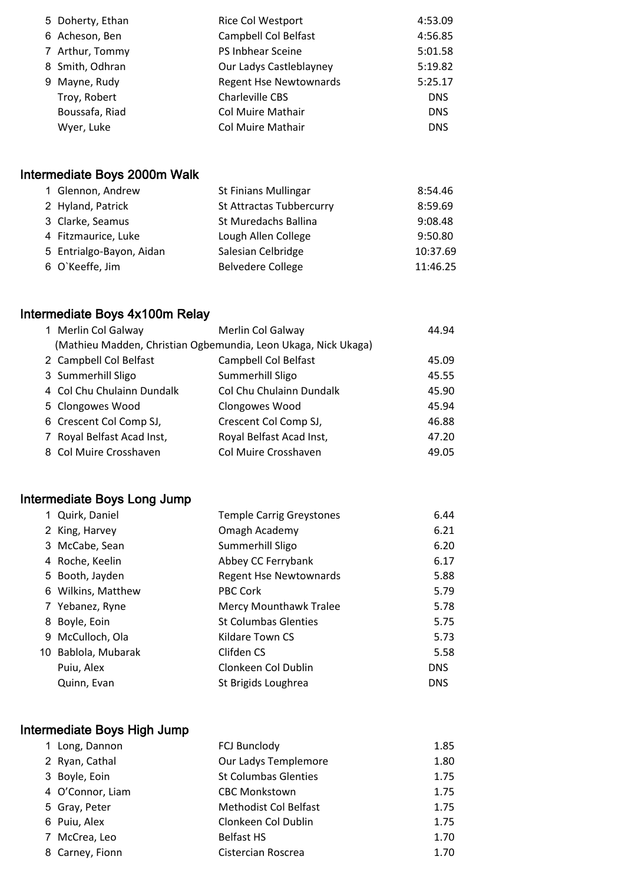| | | | |
|---|---|---|---|
| 5 | Doherty, Ethan | Rice Col Westport | 4:53.09 |
| 6 | Acheson, Ben | Campbell Col Belfast | 4:56.85 |
| 7 | Arthur, Tommy | PS Inbhear Sceine | 5:01.58 |
| 8 | Smith, Odhran | Our Ladys Castleblayney | 5:19.82 |
| 9 | Mayne, Rudy | Regent Hse Newtownards | 5:25.17 |
| | Troy, Robert | Charleville CBS | DNS |
| | Boussafa, Riad | Col Muire Mathair | DNS |
| | Wyer, Luke | Col Muire Mathair | DNS |

## Intermediate Boys 2000m Walk

| | | | |
|---|---|---|---|
| 1 | Glennon, Andrew | St Finians Mullingar | 8:54.46 |
| 2 | Hyland, Patrick | St Attractas Tubbercurry | 8:59.69 |
| 3 | Clarke, Seamus | St Muredachs Ballina | 9:08.48 |
| 4 | Fitzmaurice, Luke | Lough Allen College | 9:50.80 |
| 5 | Entrialgo-Bayon, Aidan | Salesian Celbridge | 10:37.69 |
| 6 | O`Keeffe, Jim | Belvedere College | 11:46.25 |

## Intermediate Boys 4x100m Relay

| | | | |
|---|---|---|---|
| 1 | Merlin Col Galway | Merlin Col Galway | 44.94 |
| | (Mathieu Madden, Christian Ogbemundia, Leon Ukaga, Nick Ukaga) | | |
| 2 | Campbell Col Belfast | Campbell Col Belfast | 45.09 |
| 3 | Summerhill Sligo | Summerhill Sligo | 45.55 |
| 4 | Col Chu Chulainn Dundalk | Col Chu Chulainn Dundalk | 45.90 |
| 5 | Clongowes Wood | Clongowes Wood | 45.94 |
| 6 | Crescent Col Comp SJ, | Crescent Col Comp SJ, | 46.88 |
| 7 | Royal Belfast Acad Inst, | Royal Belfast Acad Inst, | 47.20 |
| 8 | Col Muire Crosshaven | Col Muire Crosshaven | 49.05 |

## Intermediate Boys Long Jump

| | | | |
|---|---|---|---|
| 1 | Quirk, Daniel | Temple Carrig Greystones | 6.44 |
| 2 | King, Harvey | Omagh Academy | 6.21 |
| 3 | McCabe, Sean | Summerhill Sligo | 6.20 |
| 4 | Roche, Keelin | Abbey CC Ferrybank | 6.17 |
| 5 | Booth, Jayden | Regent Hse Newtownards | 5.88 |
| 6 | Wilkins, Matthew | PBC Cork | 5.79 |
| 7 | Yebanez, Ryne | Mercy Mounthawk Tralee | 5.78 |
| 8 | Boyle, Eoin | St Columbas Glenties | 5.75 |
| 9 | McCulloch, Ola | Kildare Town CS | 5.73 |
| 10 | Bablola, Mubarak | Clifden CS | 5.58 |
| | Puiu, Alex | Clonkeen Col Dublin | DNS |
| | Quinn, Evan | St Brigids Loughrea | DNS |

## Intermediate Boys High Jump

| | | | |
|---|---|---|---|
| 1 | Long, Dannon | FCJ Bunclody | 1.85 |
| 2 | Ryan, Cathal | Our Ladys Templemore | 1.80 |
| 3 | Boyle, Eoin | St Columbas Glenties | 1.75 |
| 4 | O'Connor, Liam | CBC Monkstown | 1.75 |
| 5 | Gray, Peter | Methodist Col Belfast | 1.75 |
| 6 | Puiu, Alex | Clonkeen Col Dublin | 1.75 |
| 7 | McCrea, Leo | Belfast HS | 1.70 |
| 8 | Carney, Fionn | Cistercian Roscrea | 1.70 |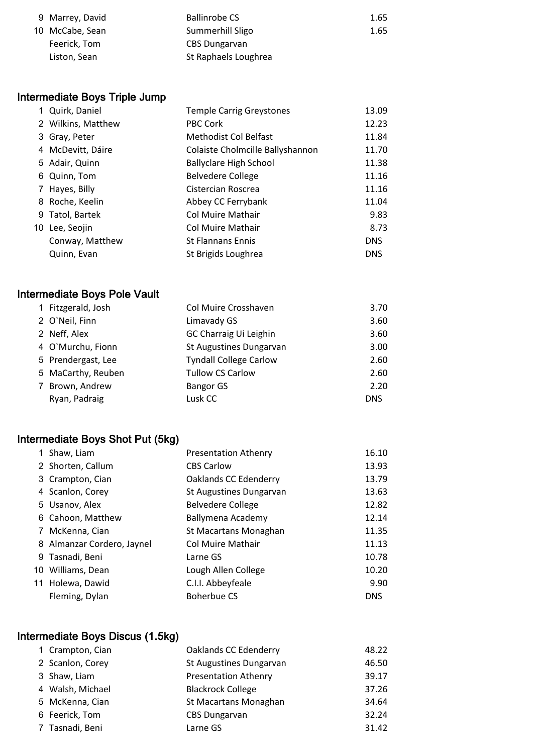| | | | |
|---|---|---|---|
| 9 | Marrey, David | Ballinrobe CS | 1.65 |
| 10 | McCabe, Sean | Summerhill Sligo | 1.65 |
| | Feerick, Tom | CBS Dungarvan | |
| | Liston, Sean | St Raphaels Loughrea | |

## Intermediate Boys Triple Jump

| | | | |
|---|---|---|---|
| 1 | Quirk, Daniel | Temple Carrig Greystones | 13.09 |
| 2 | Wilkins, Matthew | PBC Cork | 12.23 |
| 3 | Gray, Peter | Methodist Col Belfast | 11.84 |
| 4 | McDevitt, Dáire | Colaiste Cholmcille Ballyshannon | 11.70 |
| 5 | Adair, Quinn | Ballyclare High School | 11.38 |
| 6 | Quinn, Tom | Belvedere College | 11.16 |
| 7 | Hayes, Billy | Cistercian Roscrea | 11.16 |
| 8 | Roche, Keelin | Abbey CC Ferrybank | 11.04 |
| 9 | Tatol, Bartek | Col Muire Mathair | 9.83 |
| 10 | Lee, Seojin | Col Muire Mathair | 8.73 |
| | Conway, Matthew | St Flannans Ennis | DNS |
| | Quinn, Evan | St Brigids Loughrea | DNS |

## Intermediate Boys Pole Vault

| | | | |
|---|---|---|---|
| 1 | Fitzgerald, Josh | Col Muire Crosshaven | 3.70 |
| 2 | O`Neil, Finn | Limavady GS | 3.60 |
| 2 | Neff, Alex | GC Charraig Ui Leighin | 3.60 |
| 4 | O`Murchu, Fionn | St Augustines Dungarvan | 3.00 |
| 5 | Prendergast, Lee | Tyndall College Carlow | 2.60 |
| 5 | MaCarthy, Reuben | Tullow CS Carlow | 2.60 |
| 7 | Brown, Andrew | Bangor GS | 2.20 |
| | Ryan, Padraig | Lusk CC | DNS |

## Intermediate Boys Shot Put (5kg)

| | | | |
|---|---|---|---|
| 1 | Shaw, Liam | Presentation Athenry | 16.10 |
| 2 | Shorten, Callum | CBS Carlow | 13.93 |
| 3 | Crampton, Cian | Oaklands CC Edenderry | 13.79 |
| 4 | Scanlon, Corey | St Augustines Dungarvan | 13.63 |
| 5 | Usanov, Alex | Belvedere College | 12.82 |
| 6 | Cahoon, Matthew | Ballymena Academy | 12.14 |
| 7 | McKenna, Cian | St Macartans Monaghan | 11.35 |
| 8 | Almanzar Cordero, Jaynel | Col Muire Mathair | 11.13 |
| 9 | Tasnadi, Beni | Larne GS | 10.78 |
| 10 | Williams, Dean | Lough Allen College | 10.20 |
| 11 | Holewa, Dawid | C.I.I. Abbeyfeale | 9.90 |
| | Fleming, Dylan | Boherbue CS | DNS |

## Intermediate Boys Discus (1.5kg)

| | | | |
|---|---|---|---|
| 1 | Crampton, Cian | Oaklands CC Edenderry | 48.22 |
| 2 | Scanlon, Corey | St Augustines Dungarvan | 46.50 |
| 3 | Shaw, Liam | Presentation Athenry | 39.17 |
| 4 | Walsh, Michael | Blackrock College | 37.26 |
| 5 | McKenna, Cian | St Macartans Monaghan | 34.64 |
| 6 | Feerick, Tom | CBS Dungarvan | 32.24 |
| 7 | Tasnadi, Beni | Larne GS | 31.42 |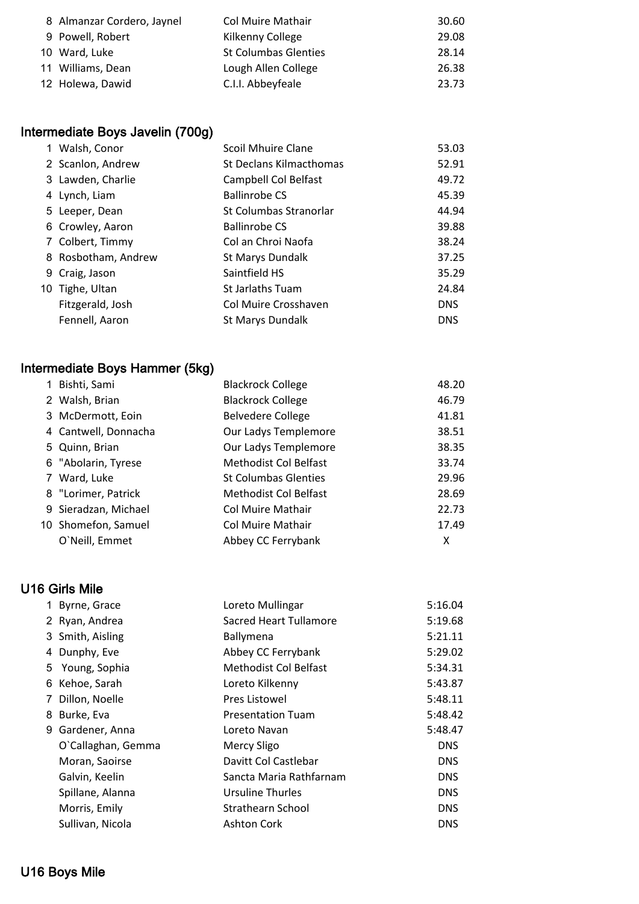| Pos | Name | School | Result |
|---|---|---|---|
| 8 | Almanzar Cordero, Jaynel | Col Muire Mathair | 30.60 |
| 9 | Powell, Robert | Kilkenny College | 29.08 |
| 10 | Ward, Luke | St Columbas Glenties | 28.14 |
| 11 | Williams, Dean | Lough Allen College | 26.38 |
| 12 | Holewa, Dawid | C.I.I. Abbeyfeale | 23.73 |

## Intermediate Boys Javelin (700g)

| Pos | Name | School | Result |
|---|---|---|---|
| 1 | Walsh, Conor | Scoil Mhuire Clane | 53.03 |
| 2 | Scanlon, Andrew | St Declans Kilmacthomas | 52.91 |
| 3 | Lawden, Charlie | Campbell Col Belfast | 49.72 |
| 4 | Lynch, Liam | Ballinrobe CS | 45.39 |
| 5 | Leeper, Dean | St Columbas Stranorlar | 44.94 |
| 6 | Crowley, Aaron | Ballinrobe CS | 39.88 |
| 7 | Colbert, Timmy | Col an Chroi Naofa | 38.24 |
| 8 | Rosbotham, Andrew | St Marys Dundalk | 37.25 |
| 9 | Craig, Jason | Saintfield HS | 35.29 |
| 10 | Tighe, Ultan | St Jarlaths Tuam | 24.84 |
| | Fitzgerald, Josh | Col Muire Crosshaven | DNS |
| | Fennell, Aaron | St Marys Dundalk | DNS |

## Intermediate Boys Hammer (5kg)

| Pos | Name | School | Result |
|---|---|---|---|
| 1 | Bishti, Sami | Blackrock College | 48.20 |
| 2 | Walsh, Brian | Blackrock College | 46.79 |
| 3 | McDermott, Eoin | Belvedere College | 41.81 |
| 4 | Cantwell, Donnacha | Our Ladys Templemore | 38.51 |
| 5 | Quinn, Brian | Our Ladys Templemore | 38.35 |
| 6 | "Abolarin, Tyrese | Methodist Col Belfast | 33.74 |
| 7 | Ward, Luke | St Columbas Glenties | 29.96 |
| 8 | "Lorimer, Patrick | Methodist Col Belfast | 28.69 |
| 9 | Sieradzan, Michael | Col Muire Mathair | 22.73 |
| 10 | Shomefon, Samuel | Col Muire Mathair | 17.49 |
| | O`Neill, Emmet | Abbey CC Ferrybank | X |

## U16 Girls Mile

| Pos | Name | School | Result |
|---|---|---|---|
| 1 | Byrne, Grace | Loreto Mullingar | 5:16.04 |
| 2 | Ryan, Andrea | Sacred Heart Tullamore | 5:19.68 |
| 3 | Smith, Aisling | Ballymena | 5:21.11 |
| 4 | Dunphy, Eve | Abbey CC Ferrybank | 5:29.02 |
| 5 | Young, Sophia | Methodist Col Belfast | 5:34.31 |
| 6 | Kehoe, Sarah | Loreto Kilkenny | 5:43.87 |
| 7 | Dillon, Noelle | Pres Listowel | 5:48.11 |
| 8 | Burke, Eva | Presentation Tuam | 5:48.42 |
| 9 | Gardener, Anna | Loreto Navan | 5:48.47 |
| | O`Callaghan, Gemma | Mercy Sligo | DNS |
| | Moran, Saoirse | Davitt Col Castlebar | DNS |
| | Galvin, Keelin | Sancta Maria Rathfarnam | DNS |
| | Spillane, Alanna | Ursuline Thurles | DNS |
| | Morris, Emily | Strathearn School | DNS |
| | Sullivan, Nicola | Ashton Cork | DNS |

## U16 Boys Mile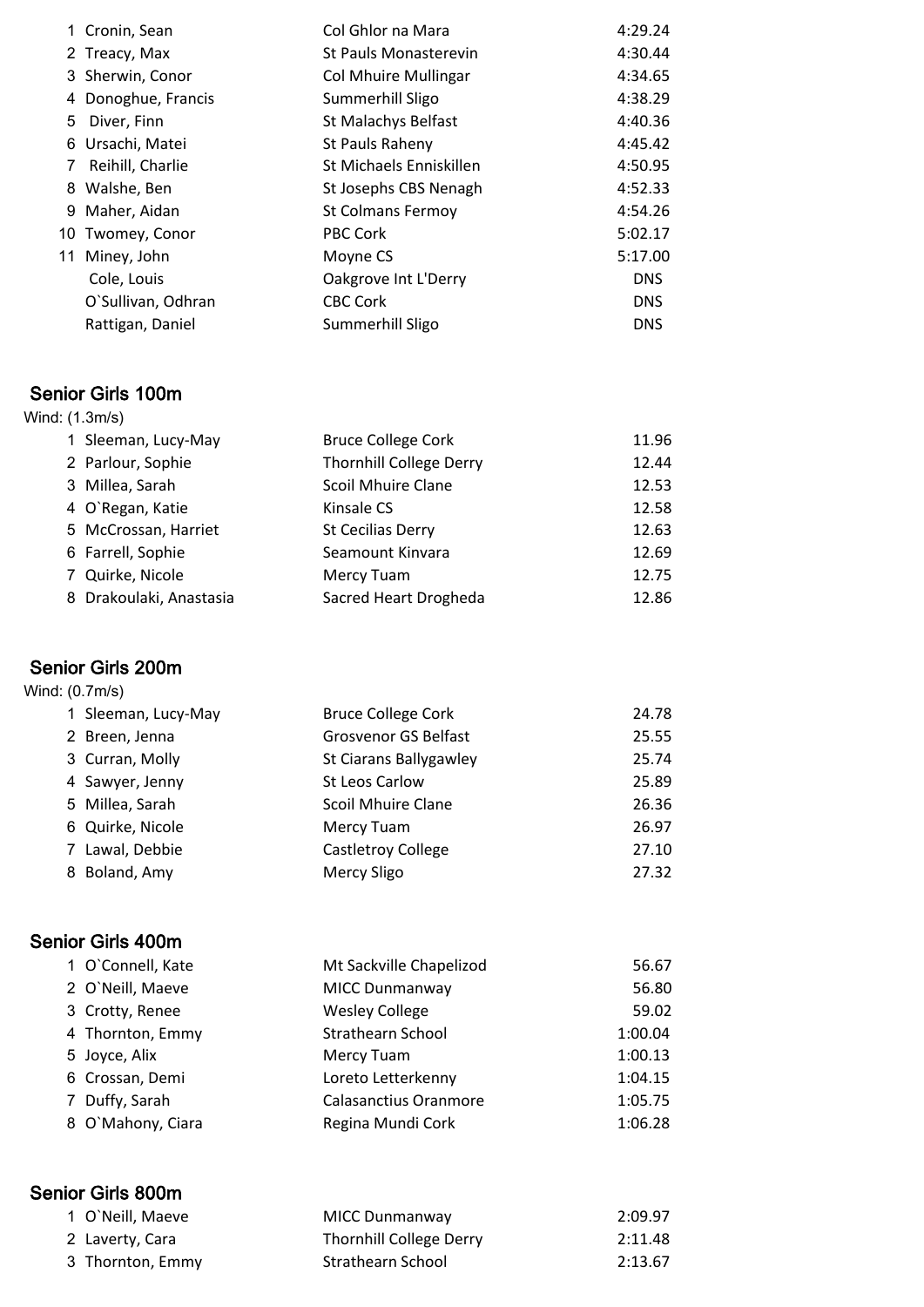| | | | |
|---|---|---|---|
| 1 | Cronin, Sean | Col Ghlor na Mara | 4:29.24 |
| 2 | Treacy, Max | St Pauls Monasterevin | 4:30.44 |
| 3 | Sherwin, Conor | Col Mhuire Mullingar | 4:34.65 |
| 4 | Donoghue, Francis | Summerhill Sligo | 4:38.29 |
| 5 | Diver, Finn | St Malachys Belfast | 4:40.36 |
| 6 | Ursachi, Matei | St Pauls Raheny | 4:45.42 |
| 7 | Reihill, Charlie | St Michaels Enniskillen | 4:50.95 |
| 8 | Walshe, Ben | St Josephs CBS Nenagh | 4:52.33 |
| 9 | Maher, Aidan | St Colmans Fermoy | 4:54.26 |
| 10 | Twomey, Conor | PBC Cork | 5:02.17 |
| 11 | Miney, John | Moyne CS | 5:17.00 |
| | Cole, Louis | Oakgrove Int L'Derry | DNS |
| | O`Sullivan, Odhran | CBC Cork | DNS |
| | Rattigan, Daniel | Summerhill Sligo | DNS |

## Senior Girls 100m

Wind: (1.3m/s)

| | | | |
|---|---|---|---|
| 1 | Sleeman, Lucy-May | Bruce College Cork | 11.96 |
| 2 | Parlour, Sophie | Thornhill College Derry | 12.44 |
| 3 | Millea, Sarah | Scoil Mhuire Clane | 12.53 |
| 4 | O`Regan, Katie | Kinsale CS | 12.58 |
| 5 | McCrossan, Harriet | St Cecilias Derry | 12.63 |
| 6 | Farrell, Sophie | Seamount Kinvara | 12.69 |
| 7 | Quirke, Nicole | Mercy Tuam | 12.75 |
| 8 | Drakoulaki, Anastasia | Sacred Heart Drogheda | 12.86 |

## Senior Girls 200m

Wind: (0.7m/s)

| | | | |
|---|---|---|---|
| 1 | Sleeman, Lucy-May | Bruce College Cork | 24.78 |
| 2 | Breen, Jenna | Grosvenor GS Belfast | 25.55 |
| 3 | Curran, Molly | St Ciarans Ballygawley | 25.74 |
| 4 | Sawyer, Jenny | St Leos Carlow | 25.89 |
| 5 | Millea, Sarah | Scoil Mhuire Clane | 26.36 |
| 6 | Quirke, Nicole | Mercy Tuam | 26.97 |
| 7 | Lawal, Debbie | Castletroy College | 27.10 |
| 8 | Boland, Amy | Mercy Sligo | 27.32 |

## Senior Girls 400m

| | | | |
|---|---|---|---|
| 1 | O`Connell, Kate | Mt Sackville Chapelizod | 56.67 |
| 2 | O`Neill, Maeve | MICC Dunmanway | 56.80 |
| 3 | Crotty, Renee | Wesley College | 59.02 |
| 4 | Thornton, Emmy | Strathearn School | 1:00.04 |
| 5 | Joyce, Alix | Mercy Tuam | 1:00.13 |
| 6 | Crossan, Demi | Loreto Letterkenny | 1:04.15 |
| 7 | Duffy, Sarah | Calasanctius Oranmore | 1:05.75 |
| 8 | O`Mahony, Ciara | Regina Mundi Cork | 1:06.28 |

## Senior Girls 800m

| | | | |
|---|---|---|---|
| 1 | O`Neill, Maeve | MICC Dunmanway | 2:09.97 |
| 2 | Laverty, Cara | Thornhill College Derry | 2:11.48 |
| 3 | Thornton, Emmy | Strathearn School | 2:13.67 |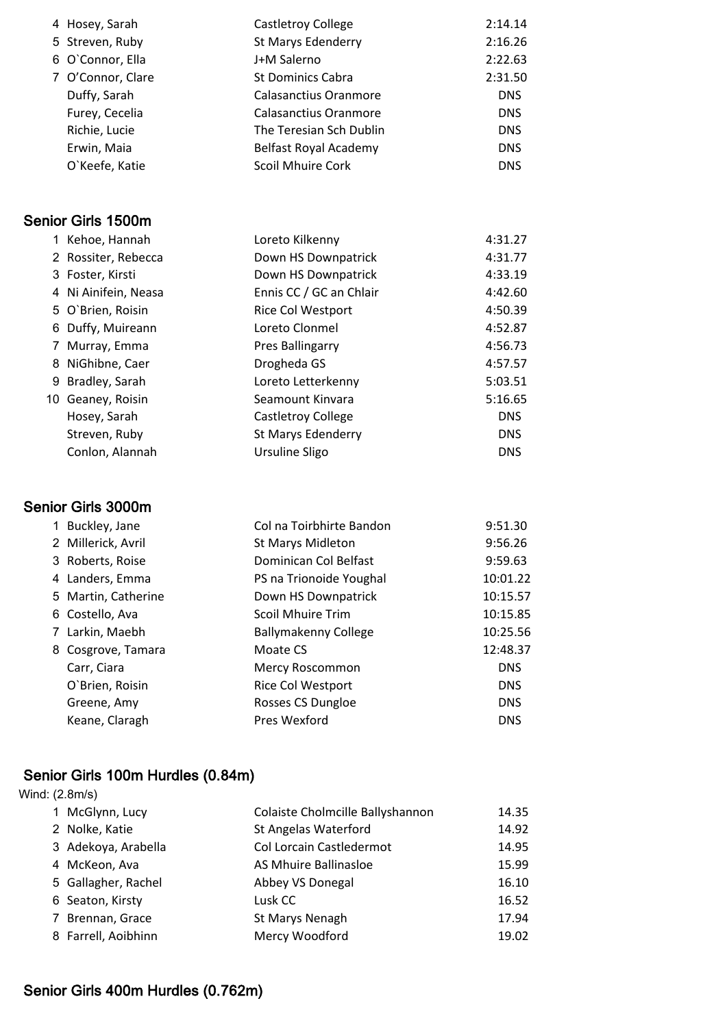| | | | |
|---|---|---|---|
| 4 | Hosey, Sarah | Castletroy College | 2:14.14 |
| 5 | Streven, Ruby | St Marys Edenderry | 2:16.26 |
| 6 | O`Connor, Ella | J+M Salerno | 2:22.63 |
| 7 | O'Connor, Clare | St Dominics Cabra | 2:31.50 |
| | Duffy, Sarah | Calasanctius Oranmore | DNS |
| | Furey, Cecelia | Calasanctius Oranmore | DNS |
| | Richie, Lucie | The Teresian Sch Dublin | DNS |
| | Erwin, Maia | Belfast Royal Academy | DNS |
| | O`Keefe, Katie | Scoil Mhuire Cork | DNS |

## Senior Girls 1500m

| | | | |
|---|---|---|---|
| 1 | Kehoe, Hannah | Loreto Kilkenny | 4:31.27 |
| 2 | Rossiter, Rebecca | Down HS Downpatrick | 4:31.77 |
| 3 | Foster, Kirsti | Down HS Downpatrick | 4:33.19 |
| 4 | Ni Ainifein, Neasa | Ennis CC / GC an Chlair | 4:42.60 |
| 5 | O`Brien, Roisin | Rice Col Westport | 4:50.39 |
| 6 | Duffy, Muireann | Loreto Clonmel | 4:52.87 |
| 7 | Murray, Emma | Pres Ballingarry | 4:56.73 |
| 8 | NiGhibne, Caer | Drogheda GS | 4:57.57 |
| 9 | Bradley, Sarah | Loreto Letterkenny | 5:03.51 |
| 10 | Geaney, Roisin | Seamount Kinvara | 5:16.65 |
| | Hosey, Sarah | Castletroy College | DNS |
| | Streven, Ruby | St Marys Edenderry | DNS |
| | Conlon, Alannah | Ursuline Sligo | DNS |

## Senior Girls 3000m

| | | | |
|---|---|---|---|
| 1 | Buckley, Jane | Col na Toirbhirte Bandon | 9:51.30 |
| 2 | Millerick, Avril | St Marys Midleton | 9:56.26 |
| 3 | Roberts, Roise | Dominican Col Belfast | 9:59.63 |
| 4 | Landers, Emma | PS na Trionoide Youghal | 10:01.22 |
| 5 | Martin, Catherine | Down HS Downpatrick | 10:15.57 |
| 6 | Costello, Ava | Scoil Mhuire Trim | 10:15.85 |
| 7 | Larkin, Maebh | Ballymakenny College | 10:25.56 |
| 8 | Cosgrove, Tamara | Moate CS | 12:48.37 |
| | Carr, Ciara | Mercy Roscommon | DNS |
| | O`Brien, Roisin | Rice Col Westport | DNS |
| | Greene, Amy | Rosses CS Dungloe | DNS |
| | Keane, Claragh | Pres Wexford | DNS |

## Senior Girls 100m Hurdles (0.84m)

Wind: (2.8m/s)

| | | | |
|---|---|---|---|
| 1 | McGlynn, Lucy | Colaiste Cholmcille Ballyshannon | 14.35 |
| 2 | Nolke, Katie | St Angelas Waterford | 14.92 |
| 3 | Adekoya, Arabella | Col Lorcain Castledermot | 14.95 |
| 4 | McKeon, Ava | AS Mhuire Ballinasloe | 15.99 |
| 5 | Gallagher, Rachel | Abbey VS Donegal | 16.10 |
| 6 | Seaton, Kirsty | Lusk CC | 16.52 |
| 7 | Brennan, Grace | St Marys Nenagh | 17.94 |
| 8 | Farrell, Aoibhinn | Mercy Woodford | 19.02 |

## Senior Girls 400m Hurdles (0.762m)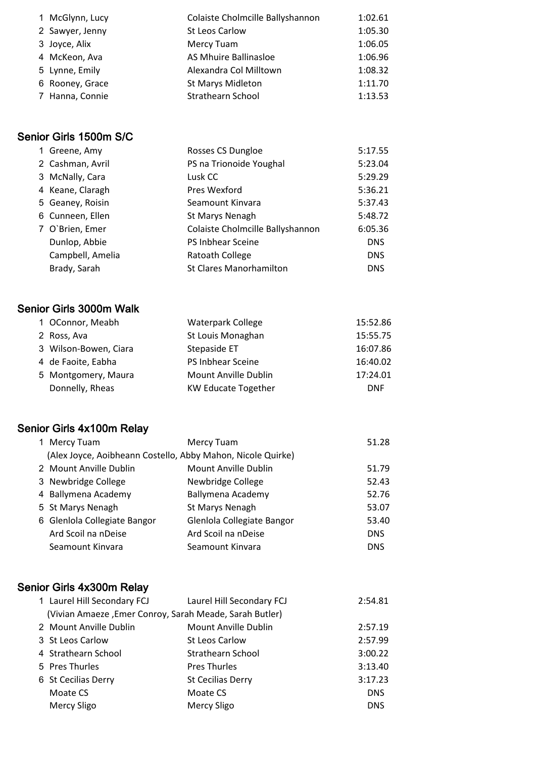| | | | |
|---|---|---|---|
| 1 | McGlynn, Lucy | Colaiste Cholmcille Ballyshannon | 1:02.61 |
| 2 | Sawyer, Jenny | St Leos Carlow | 1:05.30 |
| 3 | Joyce, Alix | Mercy Tuam | 1:06.05 |
| 4 | McKeon, Ava | AS Mhuire Ballinasloe | 1:06.96 |
| 5 | Lynne, Emily | Alexandra Col Milltown | 1:08.32 |
| 6 | Rooney, Grace | St Marys Midleton | 1:11.70 |
| 7 | Hanna, Connie | Strathearn School | 1:13.53 |

## Senior Girls 1500m S/C

| | | | |
|---|---|---|---|
| 1 | Greene, Amy | Rosses CS Dungloe | 5:17.55 |
| 2 | Cashman, Avril | PS na Trionoide Youghal | 5:23.04 |
| 3 | McNally, Cara | Lusk CC | 5:29.29 |
| 4 | Keane, Claragh | Pres Wexford | 5:36.21 |
| 5 | Geaney, Roisin | Seamount Kinvara | 5:37.43 |
| 6 | Cunneen, Ellen | St Marys Nenagh | 5:48.72 |
| 7 | O`Brien, Emer | Colaiste Cholmcille Ballyshannon | 6:05.36 |
| | Dunlop, Abbie | PS Inbhear Sceine | DNS |
| | Campbell, Amelia | Ratoath College | DNS |
| | Brady, Sarah | St Clares Manorhamilton | DNS |

## Senior Girls 3000m Walk

| | | | |
|---|---|---|---|
| 1 | OConnor, Meabh | Waterpark College | 15:52.86 |
| 2 | Ross, Ava | St Louis Monaghan | 15:55.75 |
| 3 | Wilson-Bowen, Ciara | Stepaside ET | 16:07.86 |
| 4 | de Faoite, Eabha | PS Inbhear Sceine | 16:40.02 |
| 5 | Montgomery, Maura | Mount Anville Dublin | 17:24.01 |
| | Donnelly, Rheas | KW Educate Together | DNF |

## Senior Girls 4x100m Relay

| | | | |
|---|---|---|---|
| 1 | Mercy Tuam | Mercy Tuam | 51.28 |
| | (Alex Joyce, Aoibheann Costello, Abby Mahon, Nicole Quirke) | | |
| 2 | Mount Anville Dublin | Mount Anville Dublin | 51.79 |
| 3 | Newbridge College | Newbridge College | 52.43 |
| 4 | Ballymena Academy | Ballymena Academy | 52.76 |
| 5 | St Marys Nenagh | St Marys Nenagh | 53.07 |
| 6 | Glenlola Collegiate Bangor | Glenlola Collegiate Bangor | 53.40 |
| | Ard Scoil na nDeise | Ard Scoil na nDeise | DNS |
| | Seamount Kinvara | Seamount Kinvara | DNS |

## Senior Girls 4x300m Relay

| | | | |
|---|---|---|---|
| 1 | Laurel Hill Secondary FCJ | Laurel Hill Secondary FCJ | 2:54.81 |
| | (Vivian Amaeze ,Emer Conroy, Sarah Meade, Sarah Butler) | | |
| 2 | Mount Anville Dublin | Mount Anville Dublin | 2:57.19 |
| 3 | St Leos Carlow | St Leos Carlow | 2:57.99 |
| 4 | Strathearn School | Strathearn School | 3:00.22 |
| 5 | Pres Thurles | Pres Thurles | 3:13.40 |
| 6 | St Cecilias Derry | St Cecilias Derry | 3:17.23 |
| | Moate CS | Moate CS | DNS |
| | Mercy Sligo | Mercy Sligo | DNS |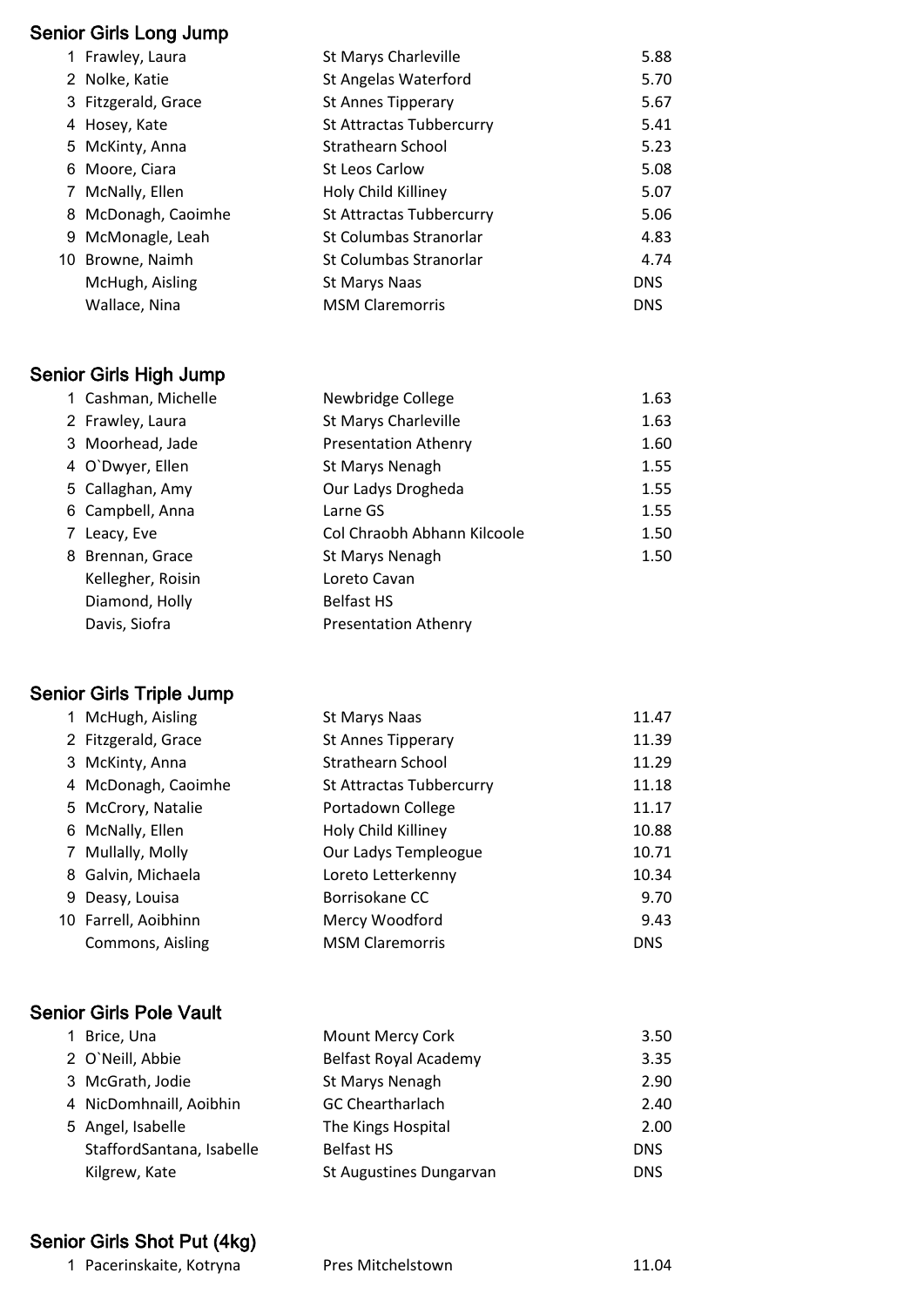## Senior Girls Long Jump

| Pos | Name | School | Result |
|---|---|---|---|
| 1 | Frawley, Laura | St Marys Charleville | 5.88 |
| 2 | Nolke, Katie | St Angelas Waterford | 5.70 |
| 3 | Fitzgerald, Grace | St Annes Tipperary | 5.67 |
| 4 | Hosey, Kate | St Attractas Tubbercurry | 5.41 |
| 5 | McKinty, Anna | Strathearn School | 5.23 |
| 6 | Moore, Ciara | St Leos Carlow | 5.08 |
| 7 | McNally, Ellen | Holy Child Killiney | 5.07 |
| 8 | McDonagh, Caoimhe | St Attractas Tubbercurry | 5.06 |
| 9 | McMonagle, Leah | St Columbas Stranorlar | 4.83 |
| 10 | Browne, Naimh | St Columbas Stranorlar | 4.74 |
| | McHugh, Aisling | St Marys Naas | DNS |
| | Wallace, Nina | MSM Claremorris | DNS |

## Senior Girls High Jump

| Pos | Name | School | Result |
|---|---|---|---|
| 1 | Cashman, Michelle | Newbridge College | 1.63 |
| 2 | Frawley, Laura | St Marys Charleville | 1.63 |
| 3 | Moorhead, Jade | Presentation Athenry | 1.60 |
| 4 | O`Dwyer, Ellen | St Marys Nenagh | 1.55 |
| 5 | Callaghan, Amy | Our Ladys Drogheda | 1.55 |
| 6 | Campbell, Anna | Larne GS | 1.55 |
| 7 | Leacy, Eve | Col Chraobh Abhann Kilcoole | 1.50 |
| 8 | Brennan, Grace | St Marys Nenagh | 1.50 |
| | Kellegher, Roisin | Loreto Cavan | |
| | Diamond, Holly | Belfast HS | |
| | Davis, Siofra | Presentation Athenry | |

## Senior Girls Triple Jump

| Pos | Name | School | Result |
|---|---|---|---|
| 1 | McHugh, Aisling | St Marys Naas | 11.47 |
| 2 | Fitzgerald, Grace | St Annes Tipperary | 11.39 |
| 3 | McKinty, Anna | Strathearn School | 11.29 |
| 4 | McDonagh, Caoimhe | St Attractas Tubbercurry | 11.18 |
| 5 | McCrory, Natalie | Portadown College | 11.17 |
| 6 | McNally, Ellen | Holy Child Killiney | 10.88 |
| 7 | Mullally, Molly | Our Ladys Templeogue | 10.71 |
| 8 | Galvin, Michaela | Loreto Letterkenny | 10.34 |
| 9 | Deasy, Louisa | Borrisokane CC | 9.70 |
| 10 | Farrell, Aoibhinn | Mercy Woodford | 9.43 |
| | Commons, Aisling | MSM Claremorris | DNS |

## Senior Girls Pole Vault

| Pos | Name | School | Result |
|---|---|---|---|
| 1 | Brice, Una | Mount Mercy Cork | 3.50 |
| 2 | O`Neill, Abbie | Belfast Royal Academy | 3.35 |
| 3 | McGrath, Jodie | St Marys Nenagh | 2.90 |
| 4 | NicDomhnaill, Aoibhin | GC Cheartharlach | 2.40 |
| 5 | Angel, Isabelle | The Kings Hospital | 2.00 |
| | StaffordSantana, Isabelle | Belfast HS | DNS |
| | Kilgrew, Kate | St Augustines Dungarvan | DNS |

## Senior Girls Shot Put (4kg)

| Pos | Name | School | Result |
|---|---|---|---|
| 1 | Pacerinskaite, Kotryna | Pres Mitchelstown | 11.04 |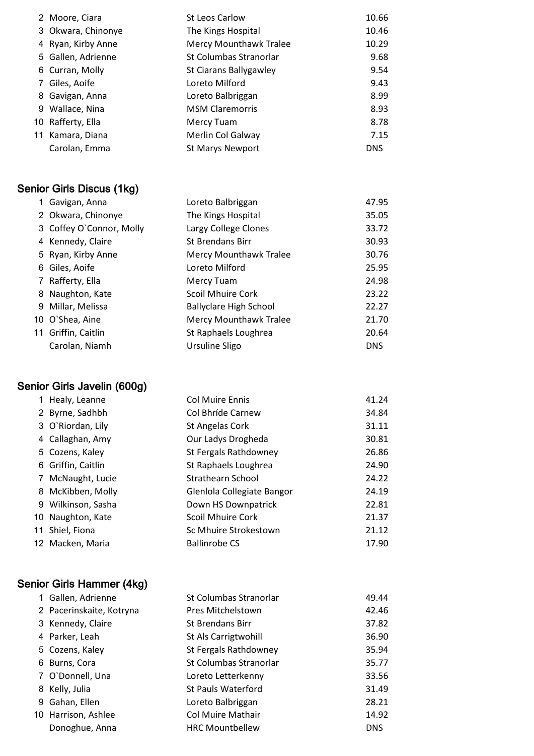| | | | |
|---|---|---|---|
| 2 | Moore, Ciara | St Leos Carlow | 10.66 |
| 3 | Okwara, Chinonye | The Kings Hospital | 10.46 |
| 4 | Ryan, Kirby Anne | Mercy Mounthawk Tralee | 10.29 |
| 5 | Gallen, Adrienne | St Columbas Stranorlar | 9.68 |
| 6 | Curran, Molly | St Ciarans Ballygawley | 9.54 |
| 7 | Giles, Aoife | Loreto Milford | 9.43 |
| 8 | Gavigan, Anna | Loreto Balbriggan | 8.99 |
| 9 | Wallace, Nina | MSM Claremorris | 8.93 |
| 10 | Rafferty, Ella | Mercy Tuam | 8.78 |
| 11 | Kamara, Diana | Merlin Col Galway | 7.15 |
| | Carolan, Emma | St Marys Newport | DNS |

## Senior Girls Discus (1kg)

| | | | |
|---|---|---|---|
| 1 | Gavigan, Anna | Loreto Balbriggan | 47.95 |
| 2 | Okwara, Chinonye | The Kings Hospital | 35.05 |
| 3 | Coffey O`Connor, Molly | Largy College Clones | 33.72 |
| 4 | Kennedy, Claire | St Brendans Birr | 30.93 |
| 5 | Ryan, Kirby Anne | Mercy Mounthawk Tralee | 30.76 |
| 6 | Giles, Aoife | Loreto Milford | 25.95 |
| 7 | Rafferty, Ella | Mercy Tuam | 24.98 |
| 8 | Naughton, Kate | Scoil Mhuire Cork | 23.22 |
| 9 | Millar, Melissa | Ballyclare High School | 22.27 |
| 10 | O`Shea, Aine | Mercy Mounthawk Tralee | 21.70 |
| 11 | Griffin, Caitlin | St Raphaels Loughrea | 20.64 |
| | Carolan, Niamh | Ursuline Sligo | DNS |

## Senior Girls Javelin (600g)

| | | | |
|---|---|---|---|
| 1 | Healy, Leanne | Col Muire Ennis | 41.24 |
| 2 | Byrne, Sadhbh | Col Bhríde Carnew | 34.84 |
| 3 | O`Riordan, Lily | St Angelas Cork | 31.11 |
| 4 | Callaghan, Amy | Our Ladys Drogheda | 30.81 |
| 5 | Cozens, Kaley | St Fergals Rathdowney | 26.86 |
| 6 | Griffin, Caitlin | St Raphaels Loughrea | 24.90 |
| 7 | McNaught, Lucie | Strathearn School | 24.22 |
| 8 | McKibben, Molly | Glenlola Collegiate Bangor | 24.19 |
| 9 | Wilkinson, Sasha | Down HS Downpatrick | 22.81 |
| 10 | Naughton, Kate | Scoil Mhuire Cork | 21.37 |
| 11 | Shiel, Fiona | Sc Mhuire Strokestown | 21.12 |
| 12 | Macken, Maria | Ballinrobe CS | 17.90 |

## Senior Girls Hammer (4kg)

| | | | |
|---|---|---|---|
| 1 | Gallen, Adrienne | St Columbas Stranorlar | 49.44 |
| 2 | Pacerinskaite, Kotryna | Pres Mitchelstown | 42.46 |
| 3 | Kennedy, Claire | St Brendans Birr | 37.82 |
| 4 | Parker, Leah | St Als Carrigtwohill | 36.90 |
| 5 | Cozens, Kaley | St Fergals Rathdowney | 35.94 |
| 6 | Burns, Cora | St Columbas Stranorlar | 35.77 |
| 7 | O`Donnell, Una | Loreto Letterkenny | 33.56 |
| 8 | Kelly, Julia | St Pauls Waterford | 31.49 |
| 9 | Gahan, Ellen | Loreto Balbriggan | 28.21 |
| 10 | Harrison, Ashlee | Col Muire Mathair | 14.92 |
| | Donoghue, Anna | HRC Mountbellew | DNS |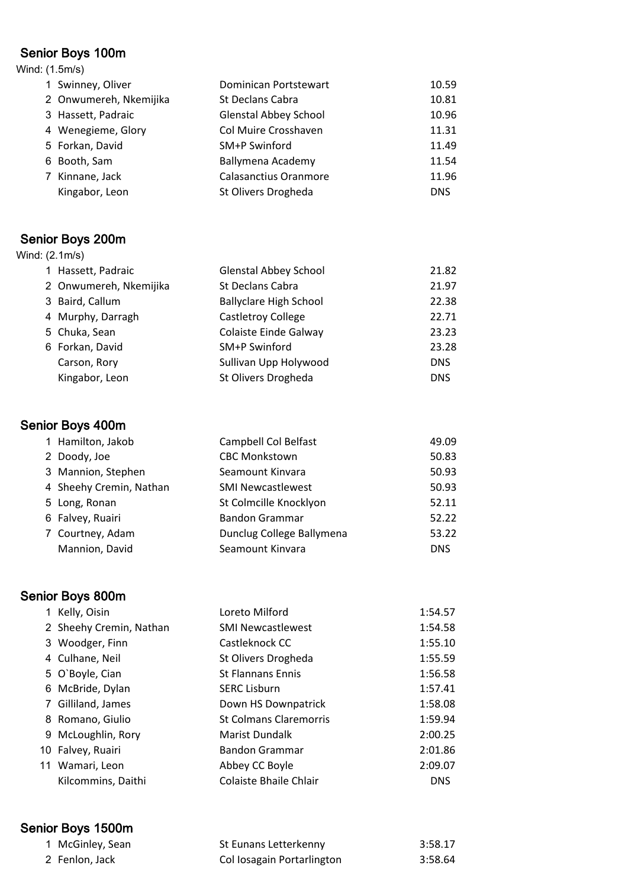## Senior Boys 100m

Wind: (1.5m/s)

| Pos | Name | School | Time |
|---|---|---|---|
| 1 | Swinney, Oliver | Dominican Portstewart | 10.59 |
| 2 | Onwumereh, Nkemijika | St Declans Cabra | 10.81 |
| 3 | Hassett, Padraic | Glenstal Abbey School | 10.96 |
| 4 | Wenegieme, Glory | Col Muire Crosshaven | 11.31 |
| 5 | Forkan, David | SM+P Swinford | 11.49 |
| 6 | Booth, Sam | Ballymena Academy | 11.54 |
| 7 | Kinnane, Jack | Calasanctius Oranmore | 11.96 |
| | Kingabor, Leon | St Olivers Drogheda | DNS |

## Senior Boys 200m

Wind: (2.1m/s)

| Pos | Name | School | Time |
|---|---|---|---|
| 1 | Hassett, Padraic | Glenstal Abbey School | 21.82 |
| 2 | Onwumereh, Nkemijika | St Declans Cabra | 21.97 |
| 3 | Baird, Callum | Ballyclare High School | 22.38 |
| 4 | Murphy, Darragh | Castletroy College | 22.71 |
| 5 | Chuka, Sean | Colaiste Einde Galway | 23.23 |
| 6 | Forkan, David | SM+P Swinford | 23.28 |
| | Carson, Rory | Sullivan Upp Holywood | DNS |
| | Kingabor, Leon | St Olivers Drogheda | DNS |

## Senior Boys 400m

| Pos | Name | School | Time |
|---|---|---|---|
| 1 | Hamilton, Jakob | Campbell Col Belfast | 49.09 |
| 2 | Doody, Joe | CBC Monkstown | 50.83 |
| 3 | Mannion, Stephen | Seamount Kinvara | 50.93 |
| 4 | Sheehy Cremin, Nathan | SMI Newcastlewest | 50.93 |
| 5 | Long, Ronan | St Colmcille Knocklyon | 52.11 |
| 6 | Falvey, Ruairi | Bandon Grammar | 52.22 |
| 7 | Courtney, Adam | Dunclug College Ballymena | 53.22 |
| | Mannion, David | Seamount Kinvara | DNS |

## Senior Boys 800m

| Pos | Name | School | Time |
|---|---|---|---|
| 1 | Kelly, Oisin | Loreto Milford | 1:54.57 |
| 2 | Sheehy Cremin, Nathan | SMI Newcastlewest | 1:54.58 |
| 3 | Woodger, Finn | Castleknock CC | 1:55.10 |
| 4 | Culhane, Neil | St Olivers Drogheda | 1:55.59 |
| 5 | O`Boyle, Cian | St Flannans Ennis | 1:56.58 |
| 6 | McBride, Dylan | SERC Lisburn | 1:57.41 |
| 7 | Gilliland, James | Down HS Downpatrick | 1:58.08 |
| 8 | Romano, Giulio | St Colmans Claremorris | 1:59.94 |
| 9 | McLoughlin, Rory | Marist Dundalk | 2:00.25 |
| 10 | Falvey, Ruairi | Bandon Grammar | 2:01.86 |
| 11 | Wamari, Leon | Abbey CC Boyle | 2:09.07 |
| | Kilcommins, Daithi | Colaiste Bhaile Chlair | DNS |

## Senior Boys 1500m

| Pos | Name | School | Time |
|---|---|---|---|
| 1 | McGinley, Sean | St Eunans Letterkenny | 3:58.17 |
| 2 | Fenlon, Jack | Col Iosagain Portarlington | 3:58.64 |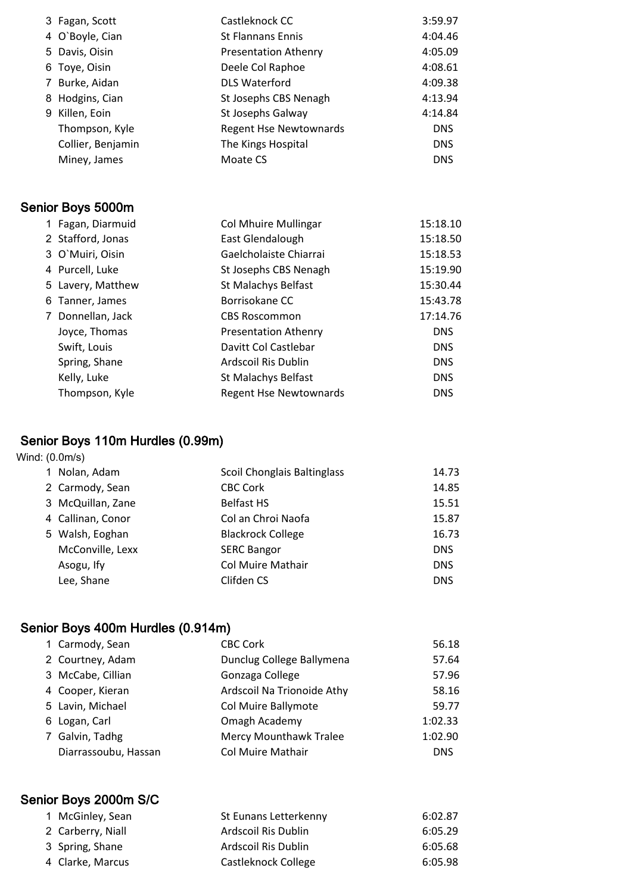| | | | |
|---|---|---|---|
| 3 | Fagan, Scott | Castleknock CC | 3:59.97 |
| 4 | O`Boyle, Cian | St Flannans Ennis | 4:04.46 |
| 5 | Davis, Oisin | Presentation Athenry | 4:05.09 |
| 6 | Toye, Oisin | Deele Col Raphoe | 4:08.61 |
| 7 | Burke, Aidan | DLS Waterford | 4:09.38 |
| 8 | Hodgins, Cian | St Josephs CBS Nenagh | 4:13.94 |
| 9 | Killen, Eoin | St Josephs Galway | 4:14.84 |
| | Thompson, Kyle | Regent Hse Newtownards | DNS |
| | Collier, Benjamin | The Kings Hospital | DNS |
| | Miney, James | Moate CS | DNS |

## Senior Boys 5000m

| | | | |
|---|---|---|---|
| 1 | Fagan, Diarmuid | Col Mhuire Mullingar | 15:18.10 |
| 2 | Stafford, Jonas | East Glendalough | 15:18.50 |
| 3 | O`Muiri, Oisin | Gaelcholaiste Chiarrai | 15:18.53 |
| 4 | Purcell, Luke | St Josephs CBS Nenagh | 15:19.90 |
| 5 | Lavery, Matthew | St Malachys Belfast | 15:30.44 |
| 6 | Tanner, James | Borrisokane CC | 15:43.78 |
| 7 | Donnellan, Jack | CBS Roscommon | 17:14.76 |
| | Joyce, Thomas | Presentation Athenry | DNS |
| | Swift, Louis | Davitt Col Castlebar | DNS |
| | Spring, Shane | Ardscoil Ris Dublin | DNS |
| | Kelly, Luke | St Malachys Belfast | DNS |
| | Thompson, Kyle | Regent Hse Newtownards | DNS |

## Senior Boys 110m Hurdles (0.99m)

Wind: (0.0m/s)

| | | | |
|---|---|---|---|
| 1 | Nolan, Adam | Scoil Chonglais Baltinglass | 14.73 |
| 2 | Carmody, Sean | CBC Cork | 14.85 |
| 3 | McQuillan, Zane | Belfast HS | 15.51 |
| 4 | Callinan, Conor | Col an Chroi Naofa | 15.87 |
| 5 | Walsh, Eoghan | Blackrock College | 16.73 |
| | McConville, Lexx | SERC Bangor | DNS |
| | Asogu, Ify | Col Muire Mathair | DNS |
| | Lee, Shane | Clifden CS | DNS |

## Senior Boys 400m Hurdles (0.914m)

| | | | |
|---|---|---|---|
| 1 | Carmody, Sean | CBC Cork | 56.18 |
| 2 | Courtney, Adam | Dunclug College Ballymena | 57.64 |
| 3 | McCabe, Cillian | Gonzaga College | 57.96 |
| 4 | Cooper, Kieran | Ardscoil Na Trionoide Athy | 58.16 |
| 5 | Lavin, Michael | Col Muire Ballymote | 59.77 |
| 6 | Logan, Carl | Omagh Academy | 1:02.33 |
| 7 | Galvin, Tadhg | Mercy Mounthawk Tralee | 1:02.90 |
| | Diarrassoubu, Hassan | Col Muire Mathair | DNS |

## Senior Boys 2000m S/C

| | | | |
|---|---|---|---|
| 1 | McGinley, Sean | St Eunans Letterkenny | 6:02.87 |
| 2 | Carberry, Niall | Ardscoil Ris Dublin | 6:05.29 |
| 3 | Spring, Shane | Ardscoil Ris Dublin | 6:05.68 |
| 4 | Clarke, Marcus | Castleknock College | 6:05.98 |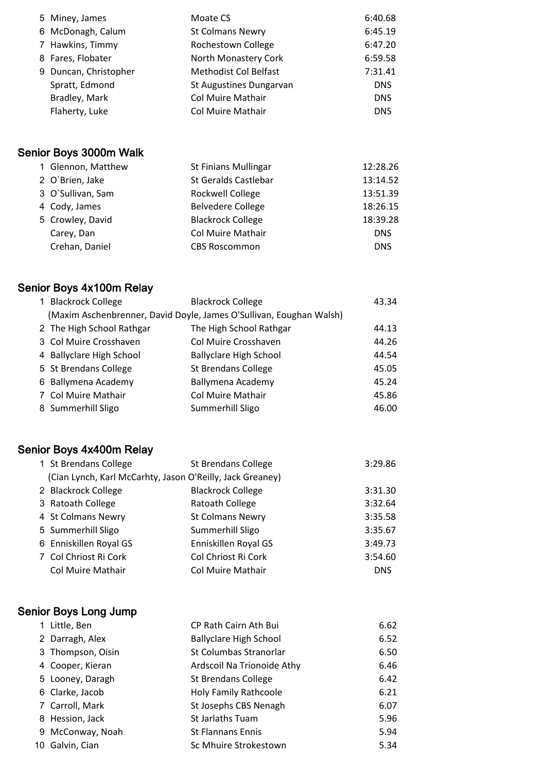| | | | |
|---|---|---|---|
| 5 | Miney, James | Moate CS | 6:40.68 |
| 6 | McDonagh, Calum | St Colmans Newry | 6:45.19 |
| 7 | Hawkins, Timmy | Rochestown College | 6:47.20 |
| 8 | Fares, Flobater | North Monastery Cork | 6:59.58 |
| 9 | Duncan, Christopher | Methodist Col Belfast | 7:31.41 |
| | Spratt, Edmond | St Augustines Dungarvan | DNS |
| | Bradley, Mark | Col Muire Mathair | DNS |
| | Flaherty, Luke | Col Muire Mathair | DNS |

## Senior Boys 3000m Walk

| | | | |
|---|---|---|---|
| 1 | Glennon, Matthew | St Finians Mullingar | 12:28.26 |
| 2 | O`Brien, Jake | St Geralds Castlebar | 13:14.52 |
| 3 | O`Sullivan, Sam | Rockwell College | 13:51.39 |
| 4 | Cody, James | Belvedere College | 18:26.15 |
| 5 | Crowley, David | Blackrock College | 18:39.28 |
| | Carey, Dan | Col Muire Mathair | DNS |
| | Crehan, Daniel | CBS Roscommon | DNS |

## Senior Boys 4x100m Relay

| | | | |
|---|---|---|---|
| 1 | Blackrock College | Blackrock College | 43.34 |
| | (Maxim Aschenbrenner, David Doyle, James O'Sullivan, Eoughan Walsh) | | |
| 2 | The High School Rathgar | The High School Rathgar | 44.13 |
| 3 | Col Muire Crosshaven | Col Muire Crosshaven | 44.26 |
| 4 | Ballyclare High School | Ballyclare High School | 44.54 |
| 5 | St Brendans College | St Brendans College | 45.05 |
| 6 | Ballymena Academy | Ballymena Academy | 45.24 |
| 7 | Col Muire Mathair | Col Muire Mathair | 45.86 |
| 8 | Summerhill Sligo | Summerhill Sligo | 46.00 |

## Senior Boys 4x400m Relay

| | | | |
|---|---|---|---|
| 1 | St Brendans College | St Brendans College | 3:29.86 |
| | (Cian Lynch, Karl McCarhty, Jason O'Reilly, Jack Greaney) | | |
| 2 | Blackrock College | Blackrock College | 3:31.30 |
| 3 | Ratoath College | Ratoath College | 3:32.64 |
| 4 | St Colmans Newry | St Colmans Newry | 3:35.58 |
| 5 | Summerhill Sligo | Summerhill Sligo | 3:35.67 |
| 6 | Enniskillen Royal GS | Enniskillen Royal GS | 3:49.73 |
| 7 | Col Chriost Ri Cork | Col Chriost Ri Cork | 3:54.60 |
| | Col Muire Mathair | Col Muire Mathair | DNS |

## Senior Boys Long Jump

| | | | |
|---|---|---|---|
| 1 | Little, Ben | CP Rath Cairn Ath Bui | 6.62 |
| 2 | Darragh, Alex | Ballyclare High School | 6.52 |
| 3 | Thompson, Oisin | St Columbas Stranorlar | 6.50 |
| 4 | Cooper, Kieran | Ardscoil Na Trionoide Athy | 6.46 |
| 5 | Looney, Daragh | St Brendans College | 6.42 |
| 6 | Clarke, Jacob | Holy Family Rathcoole | 6.21 |
| 7 | Carroll, Mark | St Josephs CBS Nenagh | 6.07 |
| 8 | Hession, Jack | St Jarlaths Tuam | 5.96 |
| 9 | McConway, Noah | St Flannans Ennis | 5.94 |
| 10 | Galvin, Cian | Sc Mhuire Strokestown | 5.34 |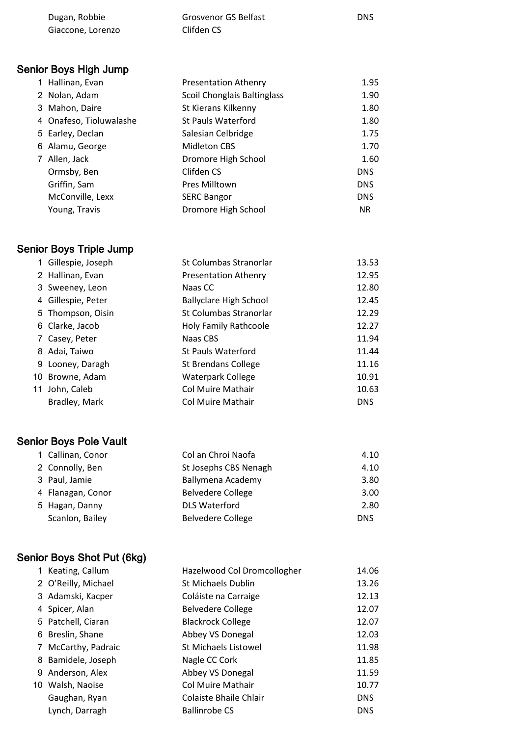| | | | |
|---|---|---|---|
| | Dugan, Robbie | Grosvenor GS Belfast | DNS |
| | Giaccone, Lorenzo | Clifden CS | |

## Senior Boys High Jump

| | | | |
|---|---|---|---|
| 1 | Hallinan, Evan | Presentation Athenry | 1.95 |
| 2 | Nolan, Adam | Scoil Chonglais Baltinglass | 1.90 |
| 3 | Mahon, Daire | St Kierans Kilkenny | 1.80 |
| 4 | Onafeso, Tioluwalashe | St Pauls Waterford | 1.80 |
| 5 | Earley, Declan | Salesian Celbridge | 1.75 |
| 6 | Alamu, George | Midleton CBS | 1.70 |
| 7 | Allen, Jack | Dromore High School | 1.60 |
| | Ormsby, Ben | Clifden CS | DNS |
| | Griffin, Sam | Pres Milltown | DNS |
| | McConville, Lexx | SERC Bangor | DNS |
| | Young, Travis | Dromore High School | NR |

## Senior Boys Triple Jump

| | | | |
|---|---|---|---|
| 1 | Gillespie, Joseph | St Columbas Stranorlar | 13.53 |
| 2 | Hallinan, Evan | Presentation Athenry | 12.95 |
| 3 | Sweeney, Leon | Naas CC | 12.80 |
| 4 | Gillespie, Peter | Ballyclare High School | 12.45 |
| 5 | Thompson, Oisin | St Columbas Stranorlar | 12.29 |
| 6 | Clarke, Jacob | Holy Family Rathcoole | 12.27 |
| 7 | Casey, Peter | Naas CBS | 11.94 |
| 8 | Adai, Taiwo | St Pauls Waterford | 11.44 |
| 9 | Looney, Daragh | St Brendans College | 11.16 |
| 10 | Browne, Adam | Waterpark College | 10.91 |
| 11 | John, Caleb | Col Muire Mathair | 10.63 |
| | Bradley, Mark | Col Muire Mathair | DNS |

## Senior Boys Pole Vault

| | | | |
|---|---|---|---|
| 1 | Callinan, Conor | Col an Chroi Naofa | 4.10 |
| 2 | Connolly, Ben | St Josephs CBS Nenagh | 4.10 |
| 3 | Paul, Jamie | Ballymena Academy | 3.80 |
| 4 | Flanagan, Conor | Belvedere College | 3.00 |
| 5 | Hagan, Danny | DLS Waterford | 2.80 |
| | Scanlon, Bailey | Belvedere College | DNS |

## Senior Boys Shot Put (6kg)

| | | | |
|---|---|---|---|
| 1 | Keating, Callum | Hazelwood Col Dromcollogher | 14.06 |
| 2 | O'Reilly, Michael | St Michaels Dublin | 13.26 |
| 3 | Adamski, Kacper | Coláiste na Carraige | 12.13 |
| 4 | Spicer, Alan | Belvedere College | 12.07 |
| 5 | Patchell, Ciaran | Blackrock College | 12.07 |
| 6 | Breslin, Shane | Abbey VS Donegal | 12.03 |
| 7 | McCarthy, Padraic | St Michaels Listowel | 11.98 |
| 8 | Bamidele, Joseph | Nagle CC Cork | 11.85 |
| 9 | Anderson, Alex | Abbey VS Donegal | 11.59 |
| 10 | Walsh, Naoise | Col Muire Mathair | 10.77 |
| | Gaughan, Ryan | Colaiste Bhaile Chlair | DNS |
| | Lynch, Darragh | Ballinrobe CS | DNS |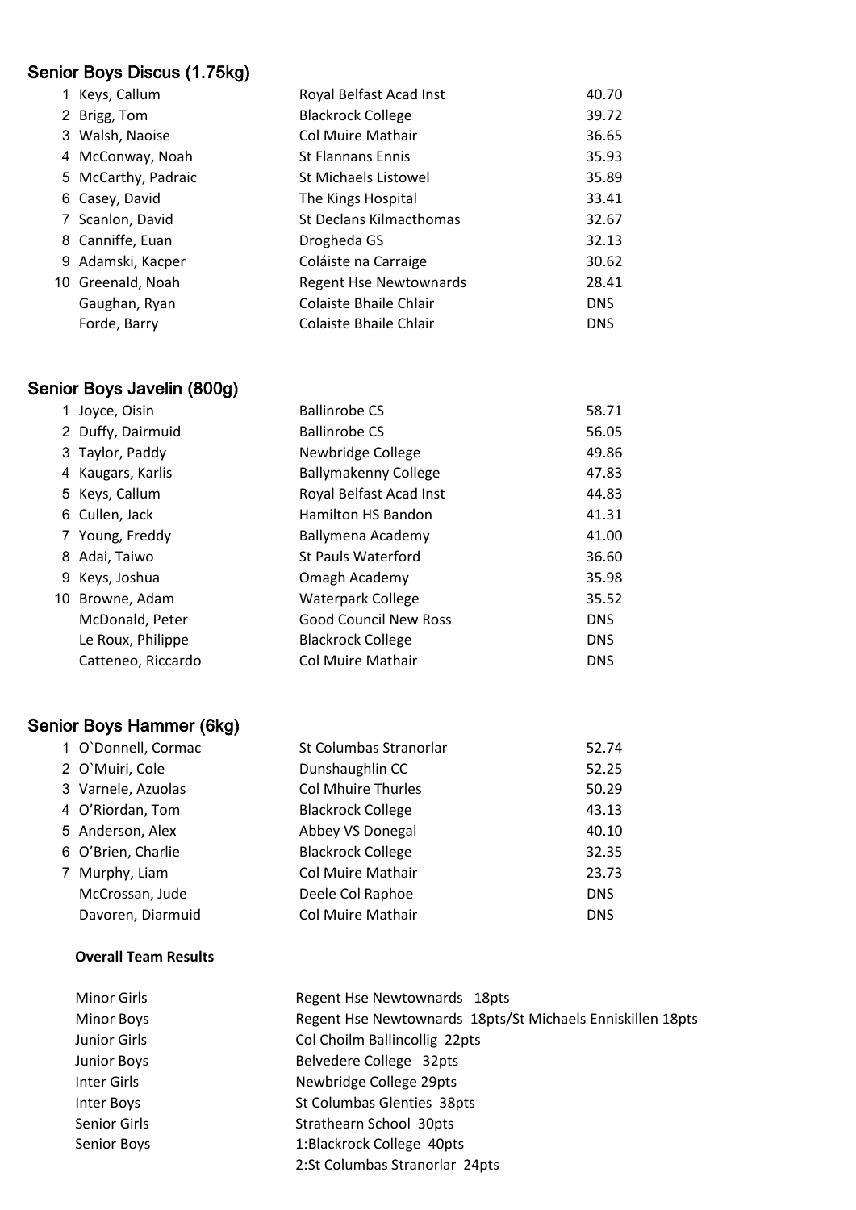## Senior Boys Discus (1.75kg)

| | | | |
|---|---|---|---|
| 1 | Keys, Callum | Royal Belfast Acad Inst | 40.70 |
| 2 | Brigg, Tom | Blackrock College | 39.72 |
| 3 | Walsh, Naoise | Col Muire Mathair | 36.65 |
| 4 | McConway, Noah | St Flannans Ennis | 35.93 |
| 5 | McCarthy, Padraic | St Michaels Listowel | 35.89 |
| 6 | Casey, David | The Kings Hospital | 33.41 |
| 7 | Scanlon, David | St Declans Kilmacthomas | 32.67 |
| 8 | Canniffe, Euan | Drogheda GS | 32.13 |
| 9 | Adamski, Kacper | Coláiste na Carraige | 30.62 |
| 10 | Greenald, Noah | Regent Hse Newtownards | 28.41 |
| | Gaughan, Ryan | Colaiste Bhaile Chlair | DNS |
| | Forde, Barry | Colaiste Bhaile Chlair | DNS |

## Senior Boys Javelin (800g)

| | | | |
|---|---|---|---|
| 1 | Joyce, Oisin | Ballinrobe CS | 58.71 |
| 2 | Duffy, Dairmuid | Ballinrobe CS | 56.05 |
| 3 | Taylor, Paddy | Newbridge College | 49.86 |
| 4 | Kaugars, Karlis | Ballymakenny College | 47.83 |
| 5 | Keys, Callum | Royal Belfast Acad Inst | 44.83 |
| 6 | Cullen, Jack | Hamilton HS Bandon | 41.31 |
| 7 | Young, Freddy | Ballymena Academy | 41.00 |
| 8 | Adai, Taiwo | St Pauls Waterford | 36.60 |
| 9 | Keys, Joshua | Omagh Academy | 35.98 |
| 10 | Browne, Adam | Waterpark College | 35.52 |
| | McDonald, Peter | Good Council New Ross | DNS |
| | Le Roux, Philippe | Blackrock College | DNS |
| | Catteneo, Riccardo | Col Muire Mathair | DNS |

## Senior Boys Hammer (6kg)

| | | | |
|---|---|---|---|
| 1 | O`Donnell, Cormac | St Columbas Stranorlar | 52.74 |
| 2 | O`Muiri, Cole | Dunshaughlin CC | 52.25 |
| 3 | Varnele, Azuolas | Col Mhuire Thurles | 50.29 |
| 4 | O'Riordan, Tom | Blackrock College | 43.13 |
| 5 | Anderson, Alex | Abbey VS Donegal | 40.10 |
| 6 | O'Brien, Charlie | Blackrock College | 32.35 |
| 7 | Murphy, Liam | Col Muire Mathair | 23.73 |
| | McCrossan, Jude | Deele Col Raphoe | DNS |
| | Davoren, Diarmuid | Col Muire Mathair | DNS |

**Overall Team Results**

| | |
|---|---|
| Minor Girls | Regent Hse Newtownards 18pts |
| Minor Boys | Regent Hse Newtownards 18pts/St Michaels Enniskillen 18pts |
| Junior Girls | Col Choilm Ballincollig 22pts |
| Junior Boys | Belvedere College 32pts |
| Inter Girls | Newbridge College 29pts |
| Inter Boys | St Columbas Glenties 38pts |
| Senior Girls | Strathearn School 30pts |
| Senior Boys | 1:Blackrock College 40pts |
| | 2:St Columbas Stranorlar 24pts |